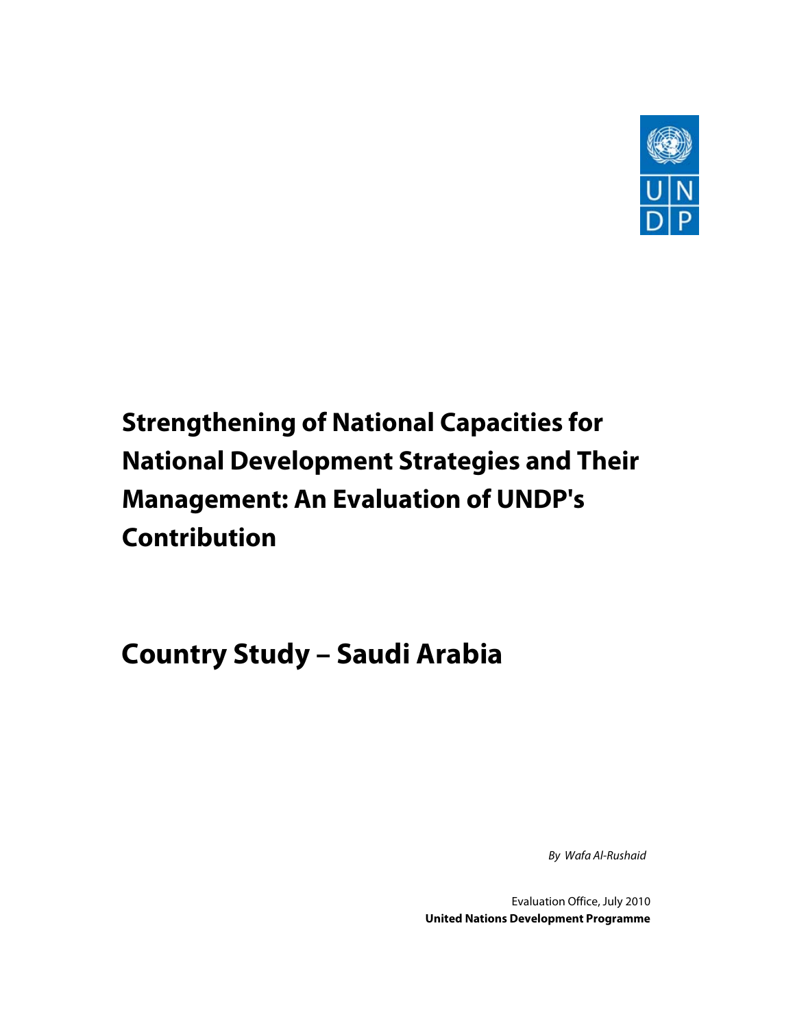# Strengthening of National Capacities for National Development Strategies and Their Management: An Evaluation of UNDP's Contribution

# Country Study – Saudi Arabia

*By Wafa Al-Rushaid*

Evaluation Office, July 2010

**United Nations Development Programme**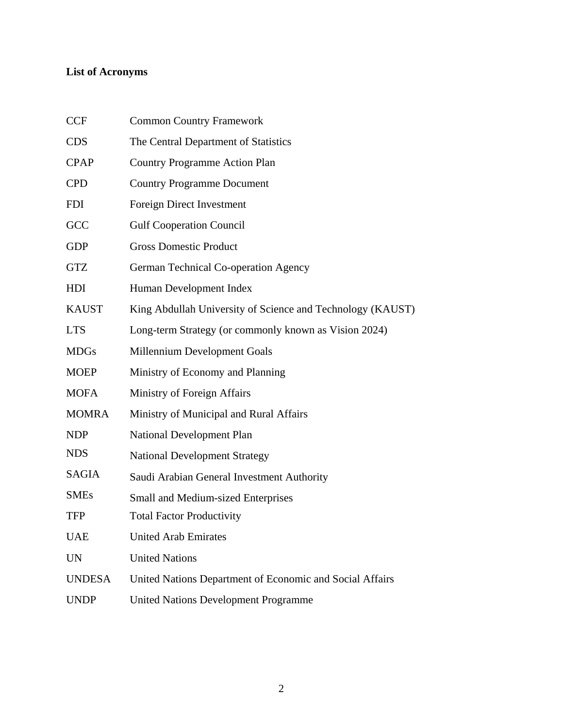**List of Acronyms**

| | |
|---|---|
| CCF | Common Country Framework |
| CDS | The Central Department of Statistics |
| CPAP | Country Programme Action Plan |
| CPD | Country Programme Document |
| FDI | Foreign Direct Investment |
| GCC | Gulf Cooperation Council |
| GDP | Gross Domestic Product |
| GTZ | German Technical Co-operation Agency |
| HDI | Human Development Index |
| KAUST | King Abdullah University of Science and Technology (KAUST) |
| LTS | Long-term Strategy (or commonly known as Vision 2024) |
| MDGs | Millennium Development Goals |
| MOEP | Ministry of Economy and Planning |
| MOFA | Ministry of Foreign Affairs |
| MOMRA | Ministry of Municipal and Rural Affairs |
| NDP | National Development Plan |
| NDS | National Development Strategy |
| SAGIA | Saudi Arabian General Investment Authority |
| SMEs | Small and Medium-sized Enterprises |
| TFP | Total Factor Productivity |
| UAE | United Arab Emirates |
| UN | United Nations |
| UNDESA | United Nations Department of Economic and Social Affairs |
| UNDP | United Nations Development Programme |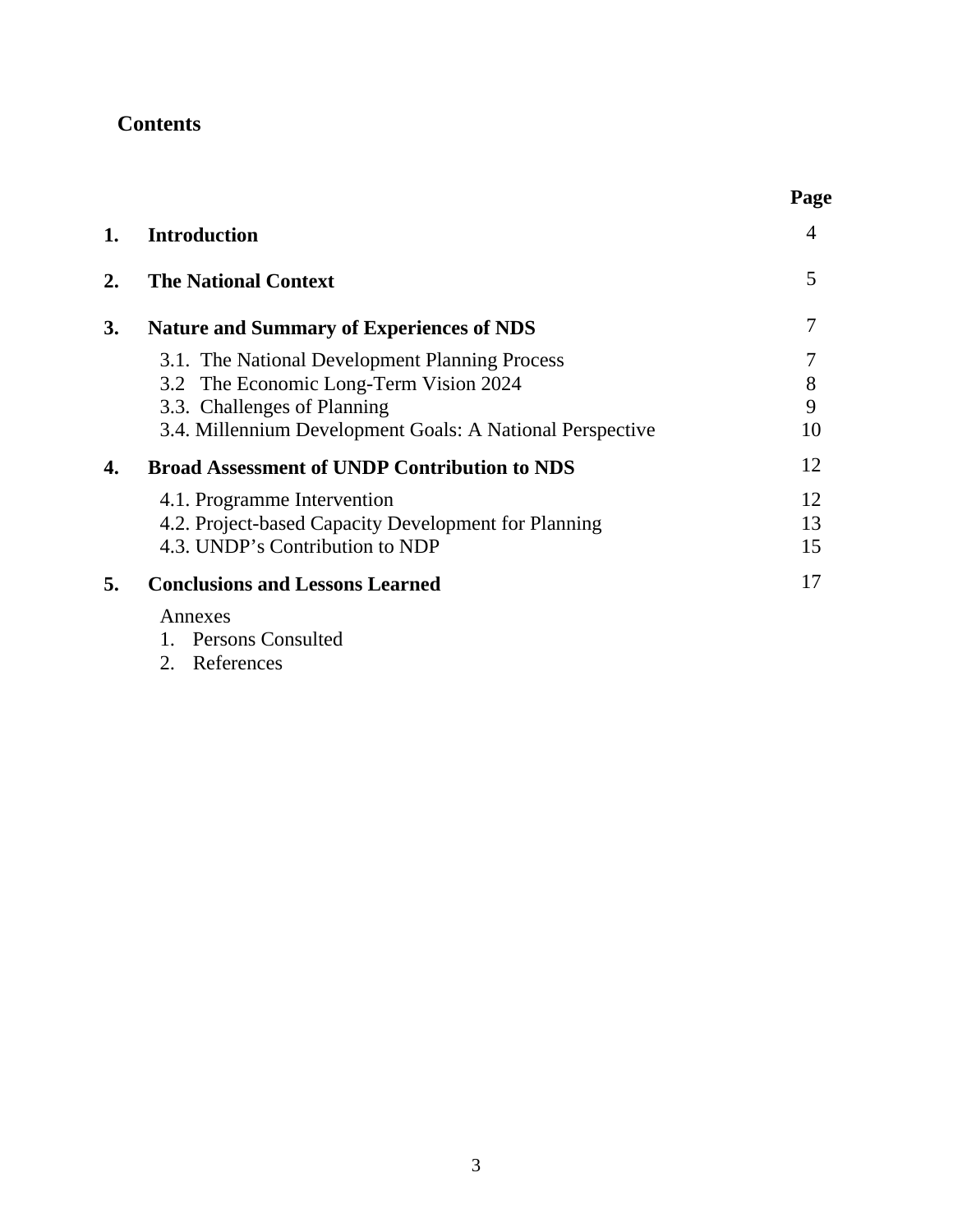## Contents

| | | Page |
|---|---|---|
| **1.** | **Introduction** | 4 |
| **2.** | **The National Context** | 5 |
| **3.** | **Nature and Summary of Experiences of NDS** | 7 |
| | 3.1. The National Development Planning Process | 7 |
| | 3.2 The Economic Long-Term Vision 2024 | 8 |
| | 3.3. Challenges of Planning | 9 |
| | 3.4. Millennium Development Goals: A National Perspective | 10 |
| **4.** | **Broad Assessment of UNDP Contribution to NDS** | 12 |
| | 4.1. Programme Intervention | 12 |
| | 4.2. Project-based Capacity Development for Planning | 13 |
| | 4.3. UNDP's Contribution to NDP | 15 |
| **5.** | **Conclusions and Lessons Learned** | 17 |
| | Annexes | |
| | 1. Persons Consulted | |
| | 2. References | |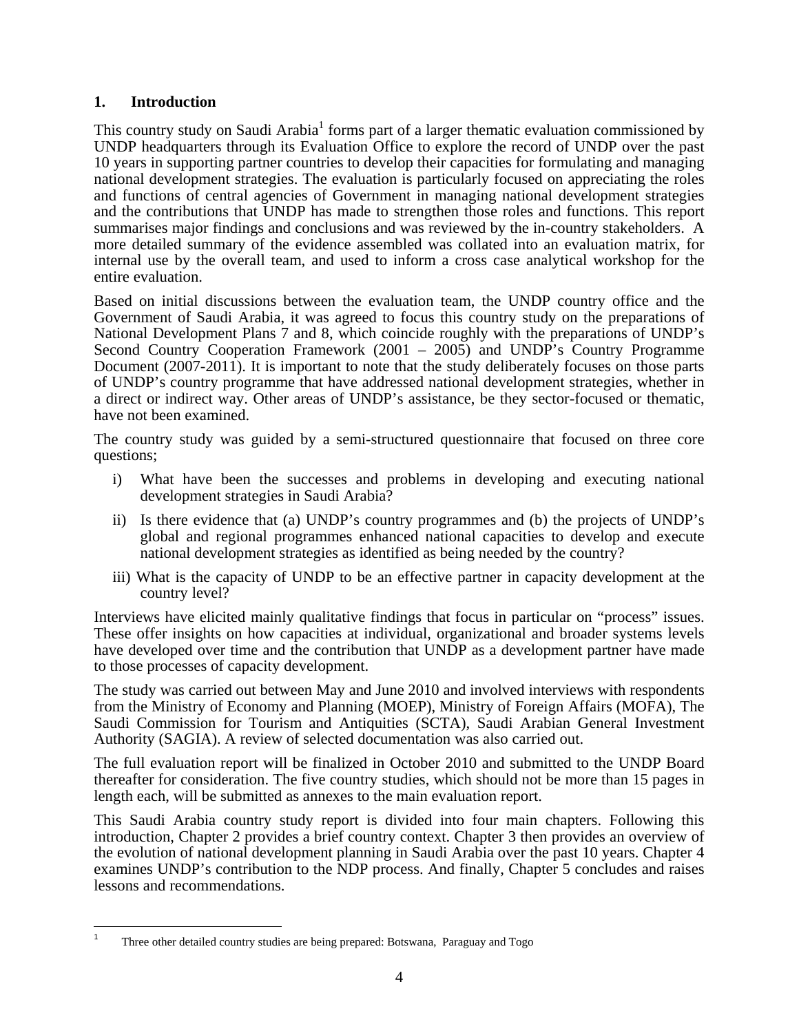## 1. Introduction

This country study on Saudi Arabia[1] forms part of a larger thematic evaluation commissioned by UNDP headquarters through its Evaluation Office to explore the record of UNDP over the past 10 years in supporting partner countries to develop their capacities for formulating and managing national development strategies. The evaluation is particularly focused on appreciating the roles and functions of central agencies of Government in managing national development strategies and the contributions that UNDP has made to strengthen those roles and functions. This report summarises major findings and conclusions and was reviewed by the in-country stakeholders. A more detailed summary of the evidence assembled was collated into an evaluation matrix, for internal use by the overall team, and used to inform a cross case analytical workshop for the entire evaluation.

Based on initial discussions between the evaluation team, the UNDP country office and the Government of Saudi Arabia, it was agreed to focus this country study on the preparations of National Development Plans 7 and 8, which coincide roughly with the preparations of UNDP's Second Country Cooperation Framework (2001 – 2005) and UNDP's Country Programme Document (2007-2011). It is important to note that the study deliberately focuses on those parts of UNDP's country programme that have addressed national development strategies, whether in a direct or indirect way. Other areas of UNDP's assistance, be they sector-focused or thematic, have not been examined.

The country study was guided by a semi-structured questionnaire that focused on three core questions;

i) What have been the successes and problems in developing and executing national development strategies in Saudi Arabia?

ii) Is there evidence that (a) UNDP's country programmes and (b) the projects of UNDP's global and regional programmes enhanced national capacities to develop and execute national development strategies as identified as being needed by the country?

iii) What is the capacity of UNDP to be an effective partner in capacity development at the country level?

Interviews have elicited mainly qualitative findings that focus in particular on "process" issues. These offer insights on how capacities at individual, organizational and broader systems levels have developed over time and the contribution that UNDP as a development partner have made to those processes of capacity development.

The study was carried out between May and June 2010 and involved interviews with respondents from the Ministry of Economy and Planning (MOEP), Ministry of Foreign Affairs (MOFA), The Saudi Commission for Tourism and Antiquities (SCTA), Saudi Arabian General Investment Authority (SAGIA). A review of selected documentation was also carried out.

The full evaluation report will be finalized in October 2010 and submitted to the UNDP Board thereafter for consideration. The five country studies, which should not be more than 15 pages in length each, will be submitted as annexes to the main evaluation report.

This Saudi Arabia country study report is divided into four main chapters. Following this introduction, Chapter 2 provides a brief country context. Chapter 3 then provides an overview of the evolution of national development planning in Saudi Arabia over the past 10 years. Chapter 4 examines UNDP's contribution to the NDP process. And finally, Chapter 5 concludes and raises lessons and recommendations.

---

[1] Three other detailed country studies are being prepared: Botswana, Paraguay and Togo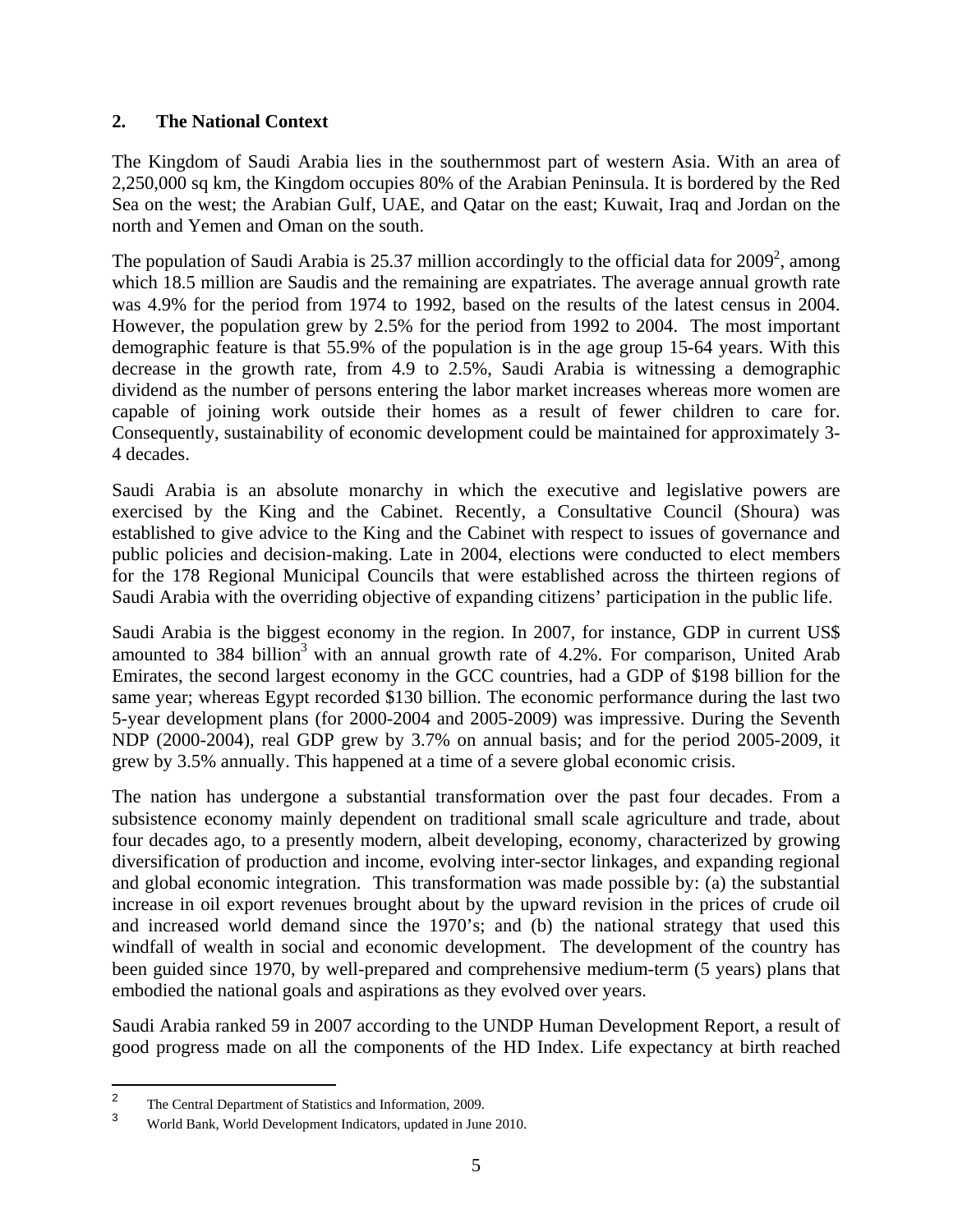## 2. The National Context

The Kingdom of Saudi Arabia lies in the southernmost part of western Asia. With an area of 2,250,000 sq km, the Kingdom occupies 80% of the Arabian Peninsula. It is bordered by the Red Sea on the west; the Arabian Gulf, UAE, and Qatar on the east; Kuwait, Iraq and Jordan on the north and Yemen and Oman on the south.

The population of Saudi Arabia is 25.37 million accordingly to the official data for 2009[2], among which 18.5 million are Saudis and the remaining are expatriates. The average annual growth rate was 4.9% for the period from 1974 to 1992, based on the results of the latest census in 2004. However, the population grew by 2.5% for the period from 1992 to 2004. The most important demographic feature is that 55.9% of the population is in the age group 15-64 years. With this decrease in the growth rate, from 4.9 to 2.5%, Saudi Arabia is witnessing a demographic dividend as the number of persons entering the labor market increases whereas more women are capable of joining work outside their homes as a result of fewer children to care for. Consequently, sustainability of economic development could be maintained for approximately 3-4 decades.

Saudi Arabia is an absolute monarchy in which the executive and legislative powers are exercised by the King and the Cabinet. Recently, a Consultative Council (Shoura) was established to give advice to the King and the Cabinet with respect to issues of governance and public policies and decision-making. Late in 2004, elections were conducted to elect members for the 178 Regional Municipal Councils that were established across the thirteen regions of Saudi Arabia with the overriding objective of expanding citizens' participation in the public life.

Saudi Arabia is the biggest economy in the region. In 2007, for instance, GDP in current US$ amounted to 384 billion[3] with an annual growth rate of 4.2%. For comparison, United Arab Emirates, the second largest economy in the GCC countries, had a GDP of $198 billion for the same year; whereas Egypt recorded $130 billion. The economic performance during the last two 5-year development plans (for 2000-2004 and 2005-2009) was impressive. During the Seventh NDP (2000-2004), real GDP grew by 3.7% on annual basis; and for the period 2005-2009, it grew by 3.5% annually. This happened at a time of a severe global economic crisis.

The nation has undergone a substantial transformation over the past four decades. From a subsistence economy mainly dependent on traditional small scale agriculture and trade, about four decades ago, to a presently modern, albeit developing, economy, characterized by growing diversification of production and income, evolving inter-sector linkages, and expanding regional and global economic integration. This transformation was made possible by: (a) the substantial increase in oil export revenues brought about by the upward revision in the prices of crude oil and increased world demand since the 1970's; and (b) the national strategy that used this windfall of wealth in social and economic development. The development of the country has been guided since 1970, by well-prepared and comprehensive medium-term (5 years) plans that embodied the national goals and aspirations as they evolved over years.

Saudi Arabia ranked 59 in 2007 according to the UNDP Human Development Report, a result of good progress made on all the components of the HD Index. Life expectancy at birth reached

---

[2] The Central Department of Statistics and Information, 2009.

[3] World Bank, World Development Indicators, updated in June 2010.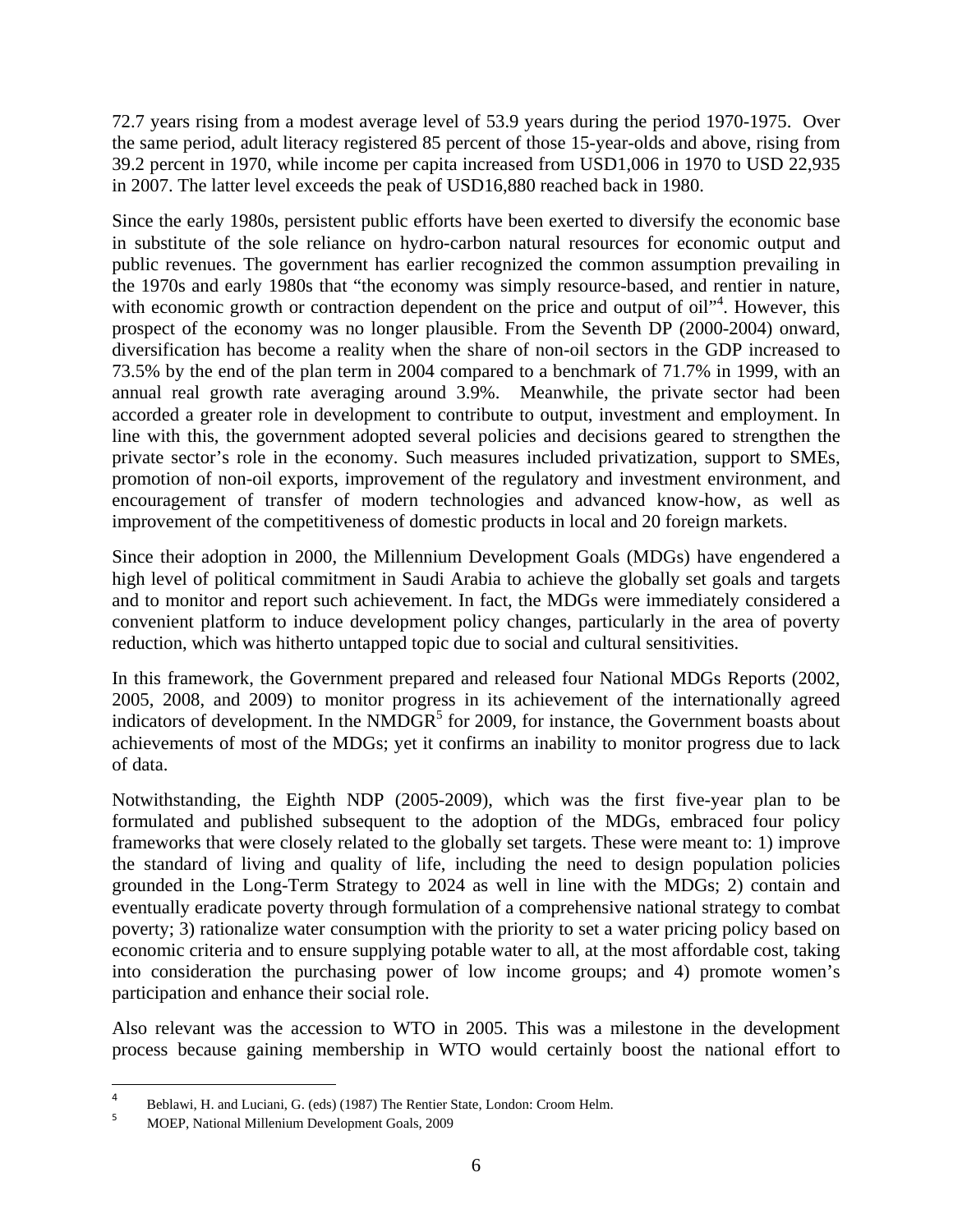72.7 years rising from a modest average level of 53.9 years during the period 1970-1975. Over the same period, adult literacy registered 85 percent of those 15-year-olds and above, rising from 39.2 percent in 1970, while income per capita increased from USD1,006 in 1970 to USD 22,935 in 2007. The latter level exceeds the peak of USD16,880 reached back in 1980.

Since the early 1980s, persistent public efforts have been exerted to diversify the economic base in substitute of the sole reliance on hydro-carbon natural resources for economic output and public revenues. The government has earlier recognized the common assumption prevailing in the 1970s and early 1980s that "the economy was simply resource-based, and rentier in nature, with economic growth or contraction dependent on the price and output of oil"[4]. However, this prospect of the economy was no longer plausible. From the Seventh DP (2000-2004) onward, diversification has become a reality when the share of non-oil sectors in the GDP increased to 73.5% by the end of the plan term in 2004 compared to a benchmark of 71.7% in 1999, with an annual real growth rate averaging around 3.9%. Meanwhile, the private sector had been accorded a greater role in development to contribute to output, investment and employment. In line with this, the government adopted several policies and decisions geared to strengthen the private sector's role in the economy. Such measures included privatization, support to SMEs, promotion of non-oil exports, improvement of the regulatory and investment environment, and encouragement of transfer of modern technologies and advanced know-how, as well as improvement of the competitiveness of domestic products in local and 20 foreign markets.

Since their adoption in 2000, the Millennium Development Goals (MDGs) have engendered a high level of political commitment in Saudi Arabia to achieve the globally set goals and targets and to monitor and report such achievement. In fact, the MDGs were immediately considered a convenient platform to induce development policy changes, particularly in the area of poverty reduction, which was hitherto untapped topic due to social and cultural sensitivities.

In this framework, the Government prepared and released four National MDGs Reports (2002, 2005, 2008, and 2009) to monitor progress in its achievement of the internationally agreed indicators of development. In the NMDGR[5] for 2009, for instance, the Government boasts about achievements of most of the MDGs; yet it confirms an inability to monitor progress due to lack of data.

Notwithstanding, the Eighth NDP (2005-2009), which was the first five-year plan to be formulated and published subsequent to the adoption of the MDGs, embraced four policy frameworks that were closely related to the globally set targets. These were meant to: 1) improve the standard of living and quality of life, including the need to design population policies grounded in the Long-Term Strategy to 2024 as well in line with the MDGs; 2) contain and eventually eradicate poverty through formulation of a comprehensive national strategy to combat poverty; 3) rationalize water consumption with the priority to set a water pricing policy based on economic criteria and to ensure supplying potable water to all, at the most affordable cost, taking into consideration the purchasing power of low income groups; and 4) promote women's participation and enhance their social role.

Also relevant was the accession to WTO in 2005. This was a milestone in the development process because gaining membership in WTO would certainly boost the national effort to

---

[4] Beblawi, H. and Luciani, G. (eds) (1987) The Rentier State, London: Croom Helm.

[5] MOEP, National Millenium Development Goals, 2009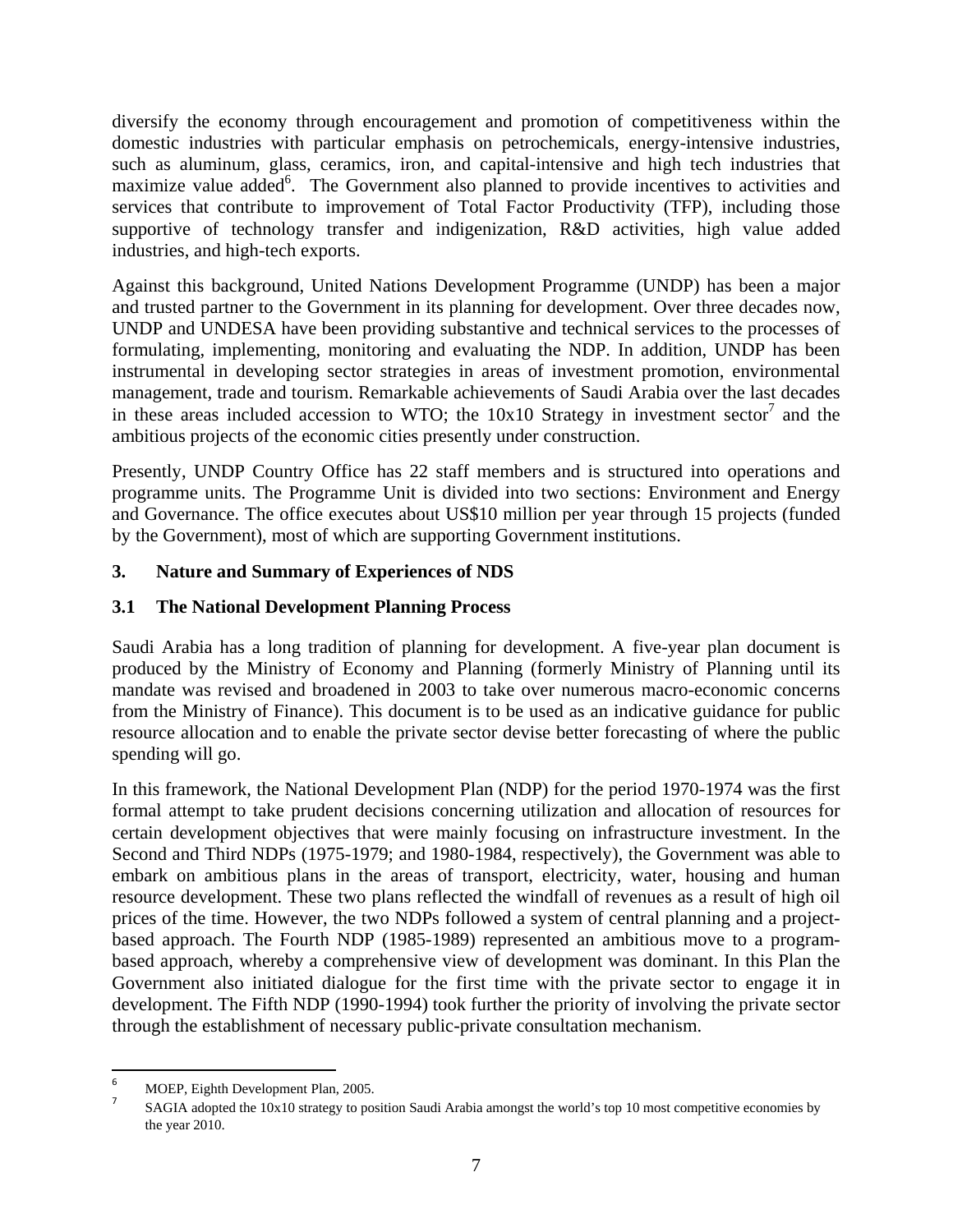diversify the economy through encouragement and promotion of competitiveness within the domestic industries with particular emphasis on petrochemicals, energy-intensive industries, such as aluminum, glass, ceramics, iron, and capital-intensive and high tech industries that maximize value added[6]. The Government also planned to provide incentives to activities and services that contribute to improvement of Total Factor Productivity (TFP), including those supportive of technology transfer and indigenization, R&D activities, high value added industries, and high-tech exports.

Against this background, United Nations Development Programme (UNDP) has been a major and trusted partner to the Government in its planning for development. Over three decades now, UNDP and UNDESA have been providing substantive and technical services to the processes of formulating, implementing, monitoring and evaluating the NDP. In addition, UNDP has been instrumental in developing sector strategies in areas of investment promotion, environmental management, trade and tourism. Remarkable achievements of Saudi Arabia over the last decades in these areas included accession to WTO; the 10x10 Strategy in investment sector[7] and the ambitious projects of the economic cities presently under construction.

Presently, UNDP Country Office has 22 staff members and is structured into operations and programme units. The Programme Unit is divided into two sections: Environment and Energy and Governance. The office executes about US$10 million per year through 15 projects (funded by the Government), most of which are supporting Government institutions.

## 3. Nature and Summary of Experiences of NDS

### 3.1 The National Development Planning Process

Saudi Arabia has a long tradition of planning for development. A five-year plan document is produced by the Ministry of Economy and Planning (formerly Ministry of Planning until its mandate was revised and broadened in 2003 to take over numerous macro-economic concerns from the Ministry of Finance). This document is to be used as an indicative guidance for public resource allocation and to enable the private sector devise better forecasting of where the public spending will go.

In this framework, the National Development Plan (NDP) for the period 1970-1974 was the first formal attempt to take prudent decisions concerning utilization and allocation of resources for certain development objectives that were mainly focusing on infrastructure investment. In the Second and Third NDPs (1975-1979; and 1980-1984, respectively), the Government was able to embark on ambitious plans in the areas of transport, electricity, water, housing and human resource development. These two plans reflected the windfall of revenues as a result of high oil prices of the time. However, the two NDPs followed a system of central planning and a project-based approach. The Fourth NDP (1985-1989) represented an ambitious move to a program-based approach, whereby a comprehensive view of development was dominant. In this Plan the Government also initiated dialogue for the first time with the private sector to engage it in development. The Fifth NDP (1990-1994) took further the priority of involving the private sector through the establishment of necessary public-private consultation mechanism.

---

[6] MOEP, Eighth Development Plan, 2005.

[7] SAGIA adopted the 10x10 strategy to position Saudi Arabia amongst the world's top 10 most competitive economies by the year 2010.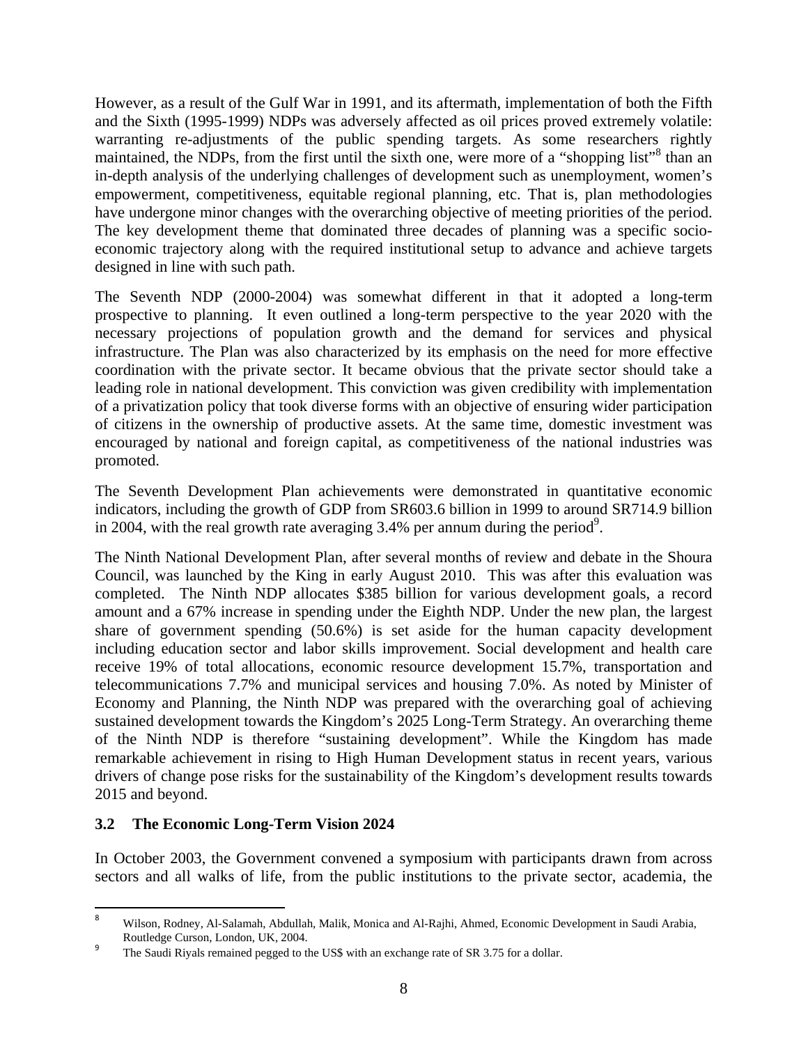However, as a result of the Gulf War in 1991, and its aftermath, implementation of both the Fifth and the Sixth (1995-1999) NDPs was adversely affected as oil prices proved extremely volatile: warranting re-adjustments of the public spending targets. As some researchers rightly maintained, the NDPs, from the first until the sixth one, were more of a "shopping list"[8] than an in-depth analysis of the underlying challenges of development such as unemployment, women's empowerment, competitiveness, equitable regional planning, etc. That is, plan methodologies have undergone minor changes with the overarching objective of meeting priorities of the period. The key development theme that dominated three decades of planning was a specific socio-economic trajectory along with the required institutional setup to advance and achieve targets designed in line with such path.

The Seventh NDP (2000-2004) was somewhat different in that it adopted a long-term prospective to planning. It even outlined a long-term perspective to the year 2020 with the necessary projections of population growth and the demand for services and physical infrastructure. The Plan was also characterized by its emphasis on the need for more effective coordination with the private sector. It became obvious that the private sector should take a leading role in national development. This conviction was given credibility with implementation of a privatization policy that took diverse forms with an objective of ensuring wider participation of citizens in the ownership of productive assets. At the same time, domestic investment was encouraged by national and foreign capital, as competitiveness of the national industries was promoted.

The Seventh Development Plan achievements were demonstrated in quantitative economic indicators, including the growth of GDP from SR603.6 billion in 1999 to around SR714.9 billion in 2004, with the real growth rate averaging 3.4% per annum during the period[9].

The Ninth National Development Plan, after several months of review and debate in the Shoura Council, was launched by the King in early August 2010. This was after this evaluation was completed. The Ninth NDP allocates $385 billion for various development goals, a record amount and a 67% increase in spending under the Eighth NDP. Under the new plan, the largest share of government spending (50.6%) is set aside for the human capacity development including education sector and labor skills improvement. Social development and health care receive 19% of total allocations, economic resource development 15.7%, transportation and telecommunications 7.7% and municipal services and housing 7.0%. As noted by Minister of Economy and Planning, the Ninth NDP was prepared with the overarching goal of achieving sustained development towards the Kingdom's 2025 Long-Term Strategy. An overarching theme of the Ninth NDP is therefore "sustaining development". While the Kingdom has made remarkable achievement in rising to High Human Development status in recent years, various drivers of change pose risks for the sustainability of the Kingdom's development results towards 2015 and beyond.

### 3.2 The Economic Long-Term Vision 2024

In October 2003, the Government convened a symposium with participants drawn from across sectors and all walks of life, from the public institutions to the private sector, academia, the

---

[8] Wilson, Rodney, Al-Salamah, Abdullah, Malik, Monica and Al-Rajhi, Ahmed, Economic Development in Saudi Arabia, Routledge Curson, London, UK, 2004.

[9] The Saudi Riyals remained pegged to the US$ with an exchange rate of SR 3.75 for a dollar.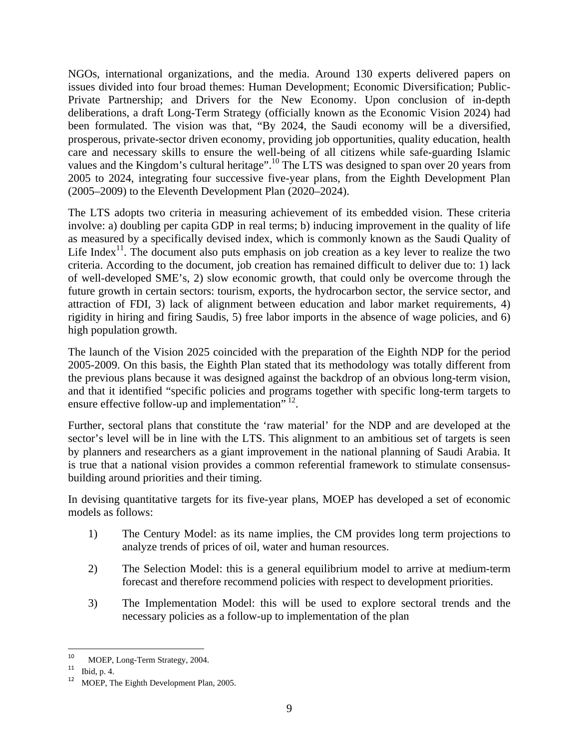NGOs, international organizations, and the media. Around 130 experts delivered papers on issues divided into four broad themes: Human Development; Economic Diversification; Public-Private Partnership; and Drivers for the New Economy. Upon conclusion of in-depth deliberations, a draft Long-Term Strategy (officially known as the Economic Vision 2024) had been formulated. The vision was that, "By 2024, the Saudi economy will be a diversified, prosperous, private-sector driven economy, providing job opportunities, quality education, health care and necessary skills to ensure the well-being of all citizens while safe-guarding Islamic values and the Kingdom's cultural heritage".[10] The LTS was designed to span over 20 years from 2005 to 2024, integrating four successive five-year plans, from the Eighth Development Plan (2005–2009) to the Eleventh Development Plan (2020–2024).

The LTS adopts two criteria in measuring achievement of its embedded vision. These criteria involve: a) doubling per capita GDP in real terms; b) inducing improvement in the quality of life as measured by a specifically devised index, which is commonly known as the Saudi Quality of Life Index[11]. The document also puts emphasis on job creation as a key lever to realize the two criteria. According to the document, job creation has remained difficult to deliver due to: 1) lack of well-developed SME's, 2) slow economic growth, that could only be overcome through the future growth in certain sectors: tourism, exports, the hydrocarbon sector, the service sector, and attraction of FDI, 3) lack of alignment between education and labor market requirements, 4) rigidity in hiring and firing Saudis, 5) free labor imports in the absence of wage policies, and 6) high population growth.

The launch of the Vision 2025 coincided with the preparation of the Eighth NDP for the period 2005-2009. On this basis, the Eighth Plan stated that its methodology was totally different from the previous plans because it was designed against the backdrop of an obvious long-term vision, and that it identified "specific policies and programs together with specific long-term targets to ensure effective follow-up and implementation" [12].

Further, sectoral plans that constitute the 'raw material' for the NDP and are developed at the sector's level will be in line with the LTS. This alignment to an ambitious set of targets is seen by planners and researchers as a giant improvement in the national planning of Saudi Arabia. It is true that a national vision provides a common referential framework to stimulate consensus-building around priorities and their timing.

In devising quantitative targets for its five-year plans, MOEP has developed a set of economic models as follows:

1) The Century Model: as its name implies, the CM provides long term projections to analyze trends of prices of oil, water and human resources.
2) The Selection Model: this is a general equilibrium model to arrive at medium-term forecast and therefore recommend policies with respect to development priorities.
3) The Implementation Model: this will be used to explore sectoral trends and the necessary policies as a follow-up to implementation of the plan

---

[10] MOEP, Long-Term Strategy, 2004.

[11] Ibid, p. 4.

[12] MOEP, The Eighth Development Plan, 2005.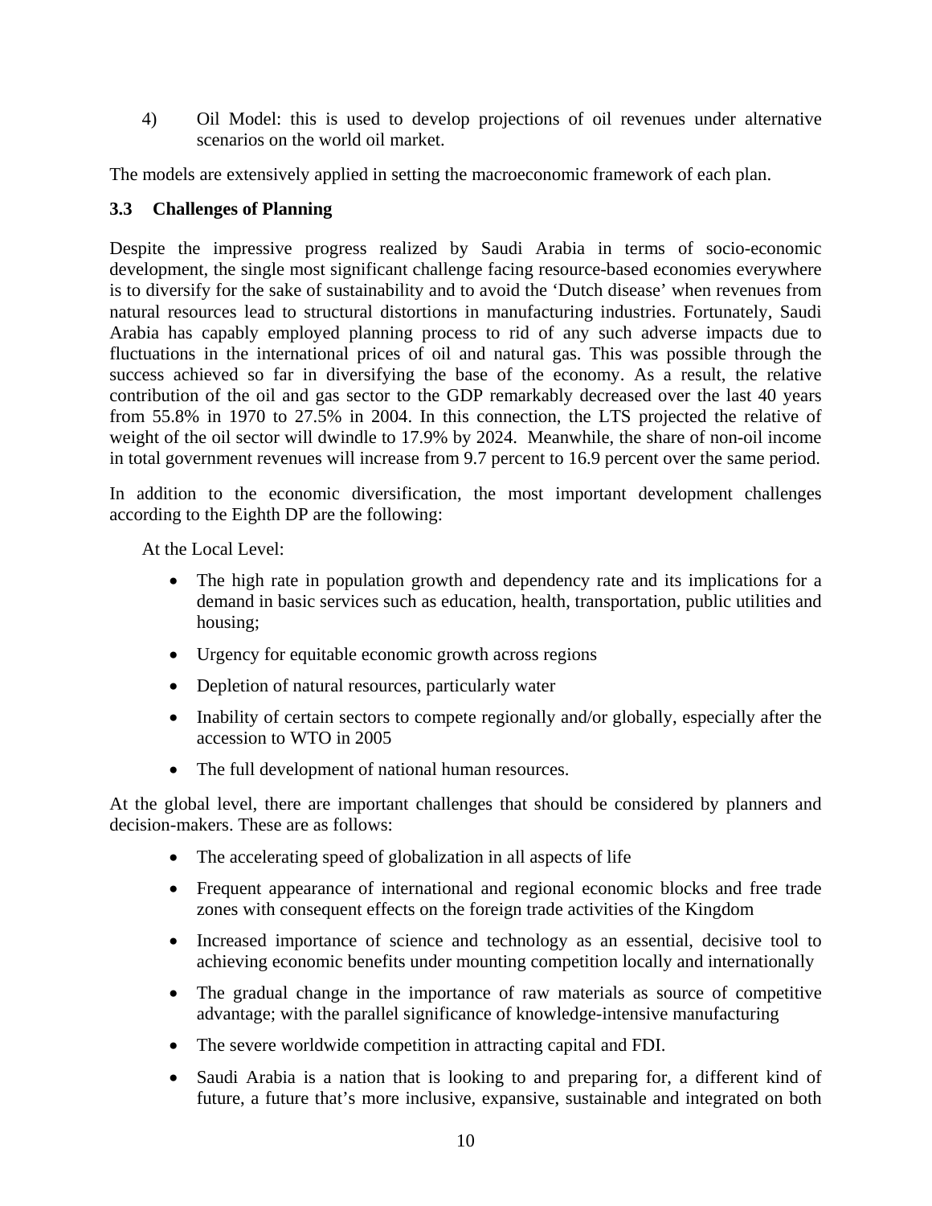4) Oil Model: this is used to develop projections of oil revenues under alternative scenarios on the world oil market.

The models are extensively applied in setting the macroeconomic framework of each plan.

### 3.3 Challenges of Planning

Despite the impressive progress realized by Saudi Arabia in terms of socio-economic development, the single most significant challenge facing resource-based economies everywhere is to diversify for the sake of sustainability and to avoid the 'Dutch disease' when revenues from natural resources lead to structural distortions in manufacturing industries. Fortunately, Saudi Arabia has capably employed planning process to rid of any such adverse impacts due to fluctuations in the international prices of oil and natural gas. This was possible through the success achieved so far in diversifying the base of the economy. As a result, the relative contribution of the oil and gas sector to the GDP remarkably decreased over the last 40 years from 55.8% in 1970 to 27.5% in 2004. In this connection, the LTS projected the relative of weight of the oil sector will dwindle to 17.9% by 2024. Meanwhile, the share of non-oil income in total government revenues will increase from 9.7 percent to 16.9 percent over the same period.

In addition to the economic diversification, the most important development challenges according to the Eighth DP are the following:

At the Local Level:

- The high rate in population growth and dependency rate and its implications for a demand in basic services such as education, health, transportation, public utilities and housing;
- Urgency for equitable economic growth across regions
- Depletion of natural resources, particularly water
- Inability of certain sectors to compete regionally and/or globally, especially after the accession to WTO in 2005
- The full development of national human resources.

At the global level, there are important challenges that should be considered by planners and decision-makers. These are as follows:

- The accelerating speed of globalization in all aspects of life
- Frequent appearance of international and regional economic blocks and free trade zones with consequent effects on the foreign trade activities of the Kingdom
- Increased importance of science and technology as an essential, decisive tool to achieving economic benefits under mounting competition locally and internationally
- The gradual change in the importance of raw materials as source of competitive advantage; with the parallel significance of knowledge-intensive manufacturing
- The severe worldwide competition in attracting capital and FDI.
- Saudi Arabia is a nation that is looking to and preparing for, a different kind of future, a future that's more inclusive, expansive, sustainable and integrated on both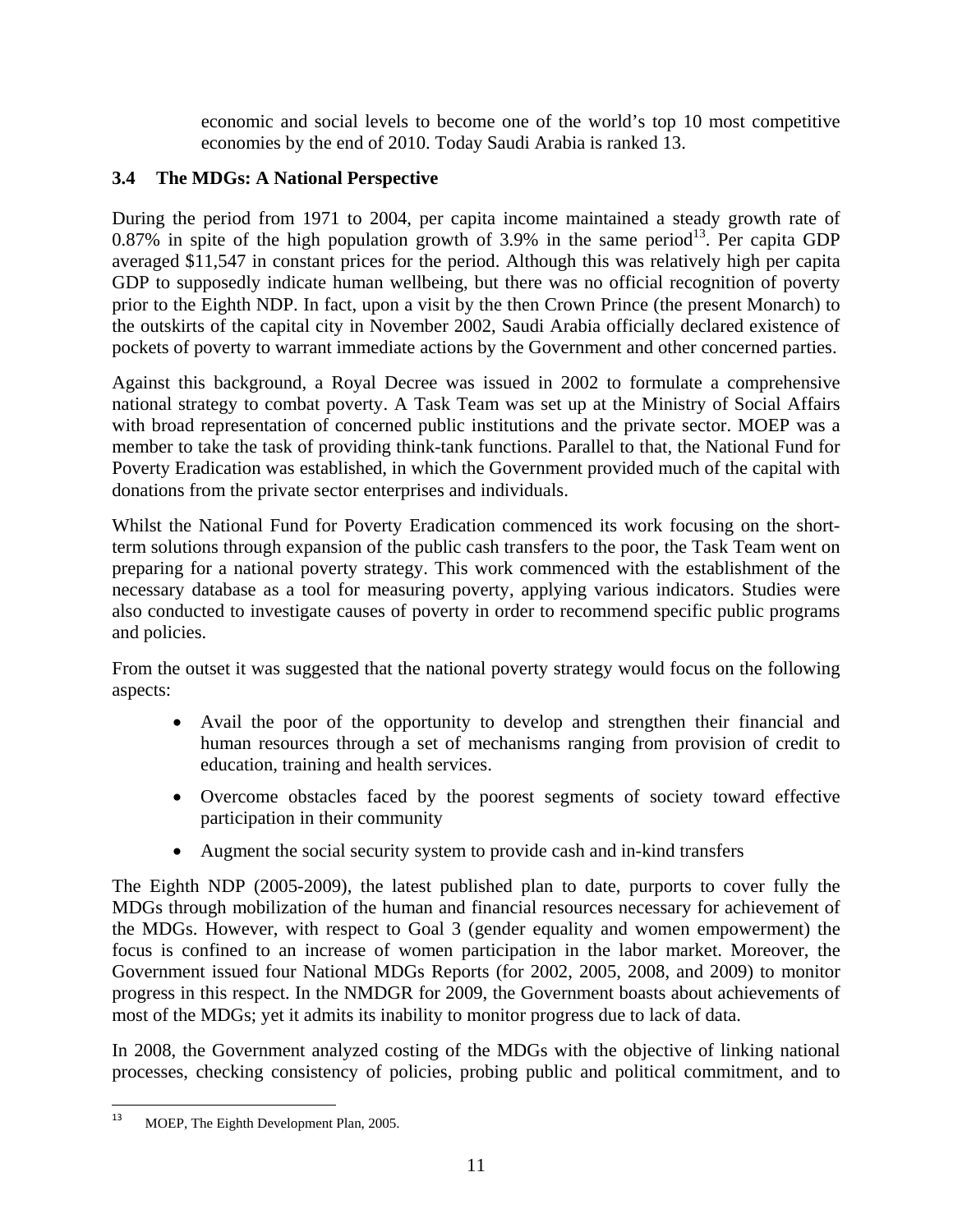economic and social levels to become one of the world's top 10 most competitive economies by the end of 2010. Today Saudi Arabia is ranked 13.

### 3.4 The MDGs: A National Perspective

During the period from 1971 to 2004, per capita income maintained a steady growth rate of 0.87% in spite of the high population growth of 3.9% in the same period[13]. Per capita GDP averaged $11,547 in constant prices for the period. Although this was relatively high per capita GDP to supposedly indicate human wellbeing, but there was no official recognition of poverty prior to the Eighth NDP. In fact, upon a visit by the then Crown Prince (the present Monarch) to the outskirts of the capital city in November 2002, Saudi Arabia officially declared existence of pockets of poverty to warrant immediate actions by the Government and other concerned parties.

Against this background, a Royal Decree was issued in 2002 to formulate a comprehensive national strategy to combat poverty. A Task Team was set up at the Ministry of Social Affairs with broad representation of concerned public institutions and the private sector. MOEP was a member to take the task of providing think-tank functions. Parallel to that, the National Fund for Poverty Eradication was established, in which the Government provided much of the capital with donations from the private sector enterprises and individuals.

Whilst the National Fund for Poverty Eradication commenced its work focusing on the short-term solutions through expansion of the public cash transfers to the poor, the Task Team went on preparing for a national poverty strategy. This work commenced with the establishment of the necessary database as a tool for measuring poverty, applying various indicators. Studies were also conducted to investigate causes of poverty in order to recommend specific public programs and policies.

From the outset it was suggested that the national poverty strategy would focus on the following aspects:

- Avail the poor of the opportunity to develop and strengthen their financial and human resources through a set of mechanisms ranging from provision of credit to education, training and health services.
- Overcome obstacles faced by the poorest segments of society toward effective participation in their community
- Augment the social security system to provide cash and in-kind transfers

The Eighth NDP (2005-2009), the latest published plan to date, purports to cover fully the MDGs through mobilization of the human and financial resources necessary for achievement of the MDGs. However, with respect to Goal 3 (gender equality and women empowerment) the focus is confined to an increase of women participation in the labor market. Moreover, the Government issued four National MDGs Reports (for 2002, 2005, 2008, and 2009) to monitor progress in this respect. In the NMDGR for 2009, the Government boasts about achievements of most of the MDGs; yet it admits its inability to monitor progress due to lack of data.

In 2008, the Government analyzed costing of the MDGs with the objective of linking national processes, checking consistency of policies, probing public and political commitment, and to

[13] MOEP, The Eighth Development Plan, 2005.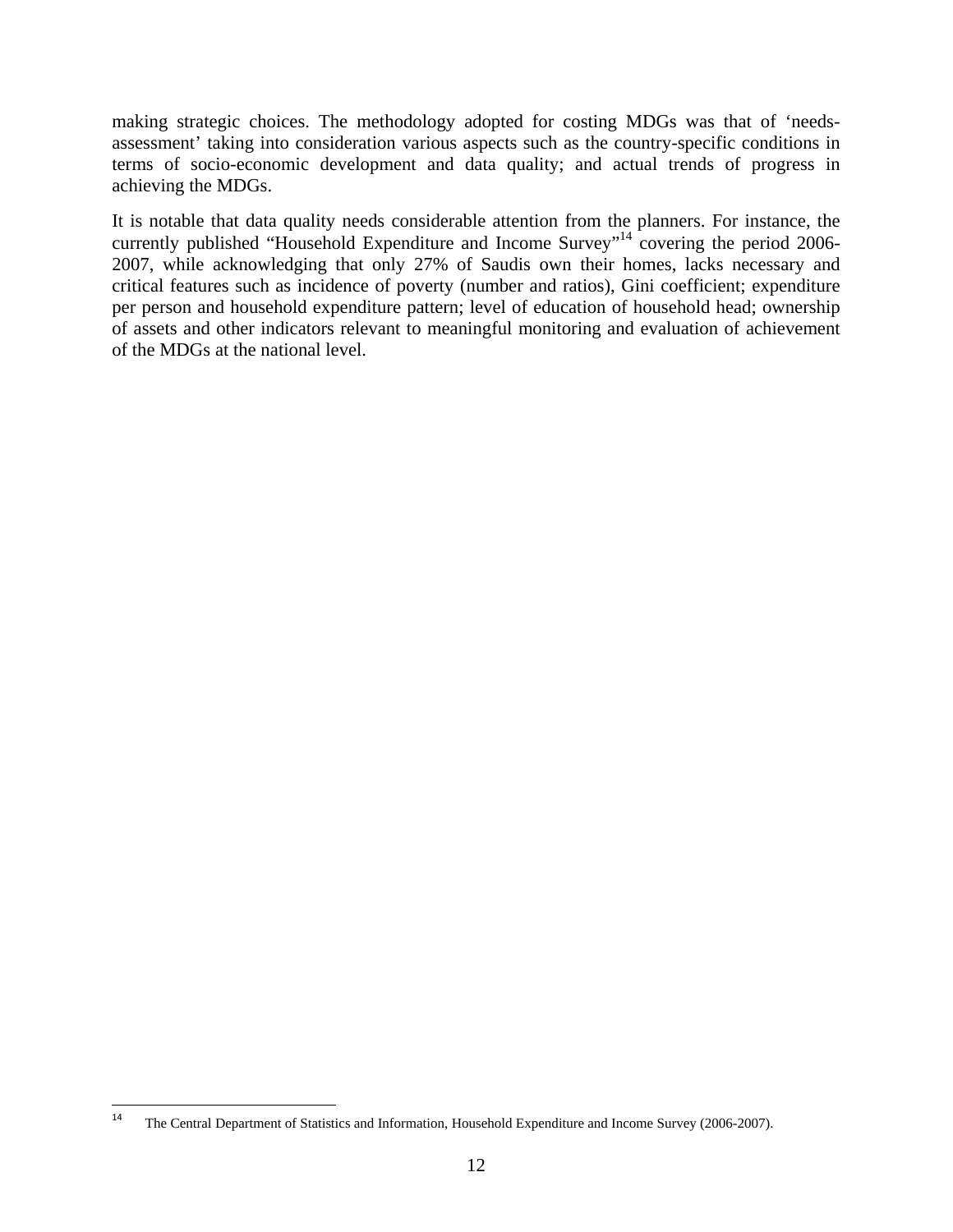making strategic choices. The methodology adopted for costing MDGs was that of 'needs-assessment' taking into consideration various aspects such as the country-specific conditions in terms of socio-economic development and data quality; and actual trends of progress in achieving the MDGs.

It is notable that data quality needs considerable attention from the planners. For instance, the currently published "Household Expenditure and Income Survey"[14] covering the period 2006-2007, while acknowledging that only 27% of Saudis own their homes, lacks necessary and critical features such as incidence of poverty (number and ratios), Gini coefficient; expenditure per person and household expenditure pattern; level of education of household head; ownership of assets and other indicators relevant to meaningful monitoring and evaluation of achievement of the MDGs at the national level.

---

[14] The Central Department of Statistics and Information, Household Expenditure and Income Survey (2006-2007).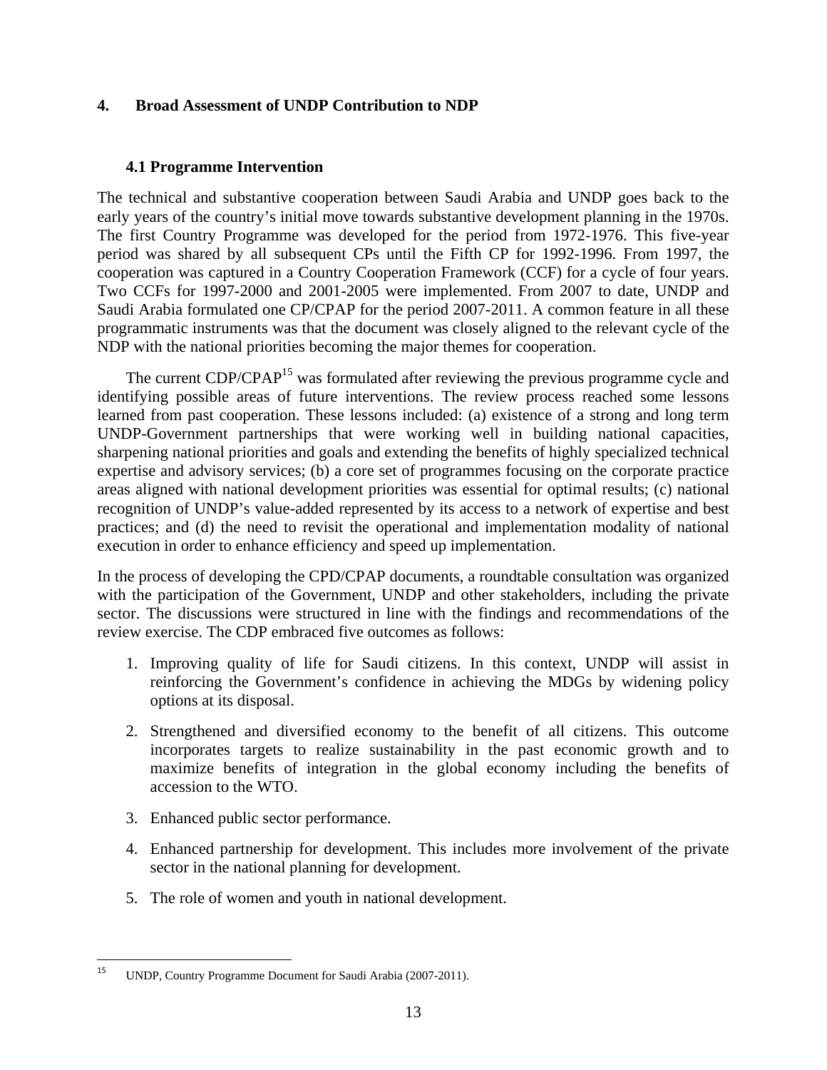## 4. Broad Assessment of UNDP Contribution to NDP

### 4.1 Programme Intervention

The technical and substantive cooperation between Saudi Arabia and UNDP goes back to the early years of the country's initial move towards substantive development planning in the 1970s. The first Country Programme was developed for the period from 1972-1976. This five-year period was shared by all subsequent CPs until the Fifth CP for 1992-1996. From 1997, the cooperation was captured in a Country Cooperation Framework (CCF) for a cycle of four years. Two CCFs for 1997-2000 and 2001-2005 were implemented. From 2007 to date, UNDP and Saudi Arabia formulated one CP/CPAP for the period 2007-2011. A common feature in all these programmatic instruments was that the document was closely aligned to the relevant cycle of the NDP with the national priorities becoming the major themes for cooperation.

The current CDP/CPAP[15] was formulated after reviewing the previous programme cycle and identifying possible areas of future interventions. The review process reached some lessons learned from past cooperation. These lessons included: (a) existence of a strong and long term UNDP-Government partnerships that were working well in building national capacities, sharpening national priorities and goals and extending the benefits of highly specialized technical expertise and advisory services; (b) a core set of programmes focusing on the corporate practice areas aligned with national development priorities was essential for optimal results; (c) national recognition of UNDP's value-added represented by its access to a network of expertise and best practices; and (d) the need to revisit the operational and implementation modality of national execution in order to enhance efficiency and speed up implementation.

In the process of developing the CPD/CPAP documents, a roundtable consultation was organized with the participation of the Government, UNDP and other stakeholders, including the private sector. The discussions were structured in line with the findings and recommendations of the review exercise. The CDP embraced five outcomes as follows:

1. Improving quality of life for Saudi citizens. In this context, UNDP will assist in reinforcing the Government's confidence in achieving the MDGs by widening policy options at its disposal.
2. Strengthened and diversified economy to the benefit of all citizens. This outcome incorporates targets to realize sustainability in the past economic growth and to maximize benefits of integration in the global economy including the benefits of accession to the WTO.
3. Enhanced public sector performance.
4. Enhanced partnership for development. This includes more involvement of the private sector in the national planning for development.
5. The role of women and youth in national development.

[15] UNDP, Country Programme Document for Saudi Arabia (2007-2011).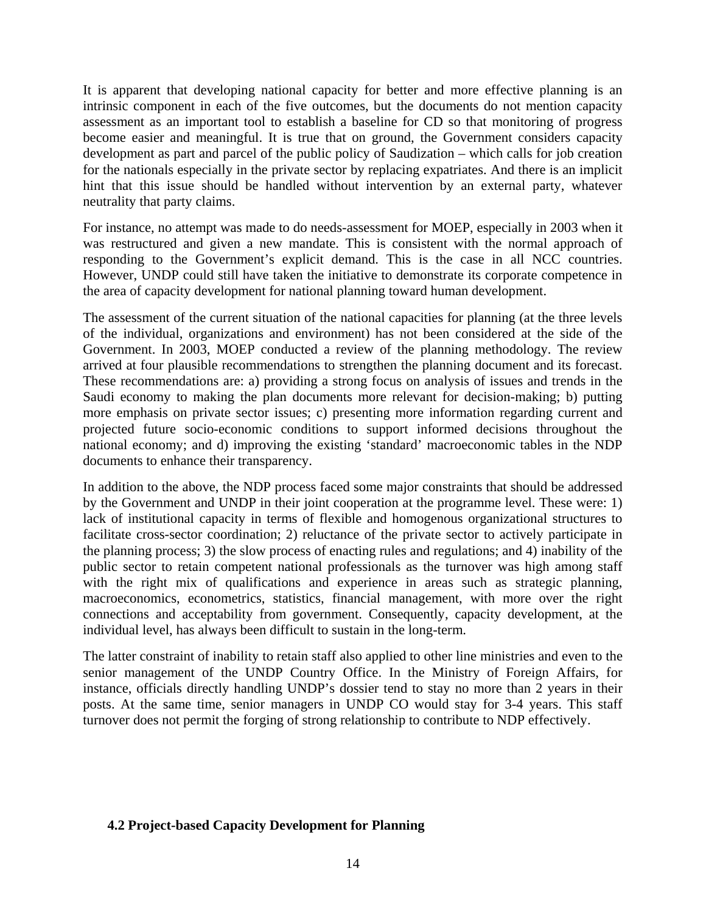It is apparent that developing national capacity for better and more effective planning is an intrinsic component in each of the five outcomes, but the documents do not mention capacity assessment as an important tool to establish a baseline for CD so that monitoring of progress become easier and meaningful. It is true that on ground, the Government considers capacity development as part and parcel of the public policy of Saudization – which calls for job creation for the nationals especially in the private sector by replacing expatriates. And there is an implicit hint that this issue should be handled without intervention by an external party, whatever neutrality that party claims.

For instance, no attempt was made to do needs-assessment for MOEP, especially in 2003 when it was restructured and given a new mandate. This is consistent with the normal approach of responding to the Government's explicit demand. This is the case in all NCC countries. However, UNDP could still have taken the initiative to demonstrate its corporate competence in the area of capacity development for national planning toward human development.

The assessment of the current situation of the national capacities for planning (at the three levels of the individual, organizations and environment) has not been considered at the side of the Government. In 2003, MOEP conducted a review of the planning methodology. The review arrived at four plausible recommendations to strengthen the planning document and its forecast. These recommendations are: a) providing a strong focus on analysis of issues and trends in the Saudi economy to making the plan documents more relevant for decision-making; b) putting more emphasis on private sector issues; c) presenting more information regarding current and projected future socio-economic conditions to support informed decisions throughout the national economy; and d) improving the existing 'standard' macroeconomic tables in the NDP documents to enhance their transparency.

In addition to the above, the NDP process faced some major constraints that should be addressed by the Government and UNDP in their joint cooperation at the programme level. These were: 1) lack of institutional capacity in terms of flexible and homogenous organizational structures to facilitate cross-sector coordination; 2) reluctance of the private sector to actively participate in the planning process; 3) the slow process of enacting rules and regulations; and 4) inability of the public sector to retain competent national professionals as the turnover was high among staff with the right mix of qualifications and experience in areas such as strategic planning, macroeconomics, econometrics, statistics, financial management, with more over the right connections and acceptability from government. Consequently, capacity development, at the individual level, has always been difficult to sustain in the long-term.

The latter constraint of inability to retain staff also applied to other line ministries and even to the senior management of the UNDP Country Office. In the Ministry of Foreign Affairs, for instance, officials directly handling UNDP's dossier tend to stay no more than 2 years in their posts. At the same time, senior managers in UNDP CO would stay for 3-4 years. This staff turnover does not permit the forging of strong relationship to contribute to NDP effectively.

### 4.2 Project-based Capacity Development for Planning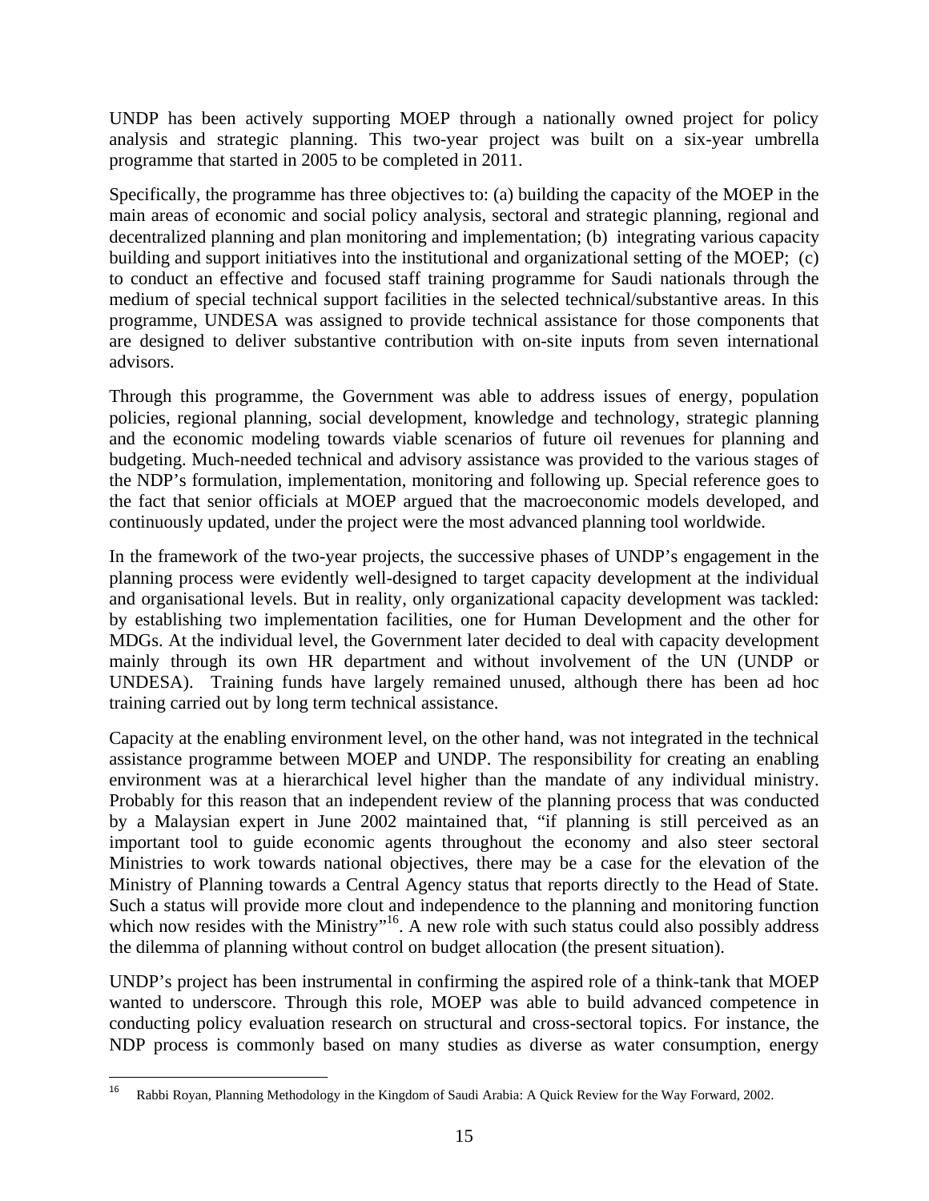UNDP has been actively supporting MOEP through a nationally owned project for policy analysis and strategic planning. This two-year project was built on a six-year umbrella programme that started in 2005 to be completed in 2011.

Specifically, the programme has three objectives to: (a) building the capacity of the MOEP in the main areas of economic and social policy analysis, sectoral and strategic planning, regional and decentralized planning and plan monitoring and implementation; (b) integrating various capacity building and support initiatives into the institutional and organizational setting of the MOEP; (c) to conduct an effective and focused staff training programme for Saudi nationals through the medium of special technical support facilities in the selected technical/substantive areas. In this programme, UNDESA was assigned to provide technical assistance for those components that are designed to deliver substantive contribution with on-site inputs from seven international advisors.

Through this programme, the Government was able to address issues of energy, population policies, regional planning, social development, knowledge and technology, strategic planning and the economic modeling towards viable scenarios of future oil revenues for planning and budgeting. Much-needed technical and advisory assistance was provided to the various stages of the NDP's formulation, implementation, monitoring and following up. Special reference goes to the fact that senior officials at MOEP argued that the macroeconomic models developed, and continuously updated, under the project were the most advanced planning tool worldwide.

In the framework of the two-year projects, the successive phases of UNDP's engagement in the planning process were evidently well-designed to target capacity development at the individual and organisational levels. But in reality, only organizational capacity development was tackled: by establishing two implementation facilities, one for Human Development and the other for MDGs. At the individual level, the Government later decided to deal with capacity development mainly through its own HR department and without involvement of the UN (UNDP or UNDESA). Training funds have largely remained unused, although there has been ad hoc training carried out by long term technical assistance.

Capacity at the enabling environment level, on the other hand, was not integrated in the technical assistance programme between MOEP and UNDP. The responsibility for creating an enabling environment was at a hierarchical level higher than the mandate of any individual ministry. Probably for this reason that an independent review of the planning process that was conducted by a Malaysian expert in June 2002 maintained that, "if planning is still perceived as an important tool to guide economic agents throughout the economy and also steer sectoral Ministries to work towards national objectives, there may be a case for the elevation of the Ministry of Planning towards a Central Agency status that reports directly to the Head of State. Such a status will provide more clout and independence to the planning and monitoring function which now resides with the Ministry"[16]. A new role with such status could also possibly address the dilemma of planning without control on budget allocation (the present situation).

UNDP's project has been instrumental in confirming the aspired role of a think-tank that MOEP wanted to underscore. Through this role, MOEP was able to build advanced competence in conducting policy evaluation research on structural and cross-sectoral topics. For instance, the NDP process is commonly based on many studies as diverse as water consumption, energy

---

[16] Rabbi Royan, Planning Methodology in the Kingdom of Saudi Arabia: A Quick Review for the Way Forward, 2002.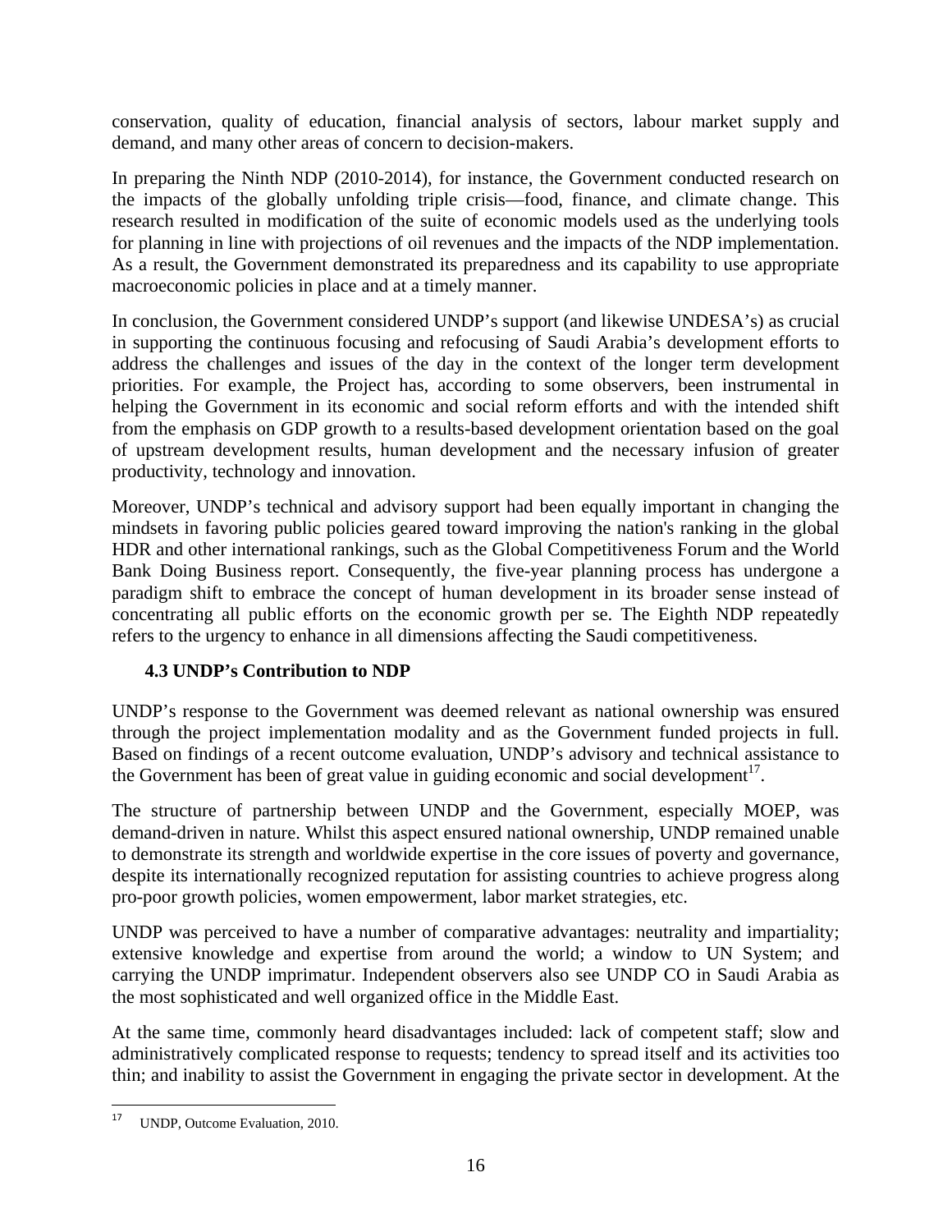conservation, quality of education, financial analysis of sectors, labour market supply and demand, and many other areas of concern to decision-makers.

In preparing the Ninth NDP (2010-2014), for instance, the Government conducted research on the impacts of the globally unfolding triple crisis—food, finance, and climate change. This research resulted in modification of the suite of economic models used as the underlying tools for planning in line with projections of oil revenues and the impacts of the NDP implementation. As a result, the Government demonstrated its preparedness and its capability to use appropriate macroeconomic policies in place and at a timely manner.

In conclusion, the Government considered UNDP's support (and likewise UNDESA's) as crucial in supporting the continuous focusing and refocusing of Saudi Arabia's development efforts to address the challenges and issues of the day in the context of the longer term development priorities. For example, the Project has, according to some observers, been instrumental in helping the Government in its economic and social reform efforts and with the intended shift from the emphasis on GDP growth to a results-based development orientation based on the goal of upstream development results, human development and the necessary infusion of greater productivity, technology and innovation.

Moreover, UNDP's technical and advisory support had been equally important in changing the mindsets in favoring public policies geared toward improving the nation's ranking in the global HDR and other international rankings, such as the Global Competitiveness Forum and the World Bank Doing Business report. Consequently, the five-year planning process has undergone a paradigm shift to embrace the concept of human development in its broader sense instead of concentrating all public efforts on the economic growth per se. The Eighth NDP repeatedly refers to the urgency to enhance in all dimensions affecting the Saudi competitiveness.

### 4.3 UNDP's Contribution to NDP

UNDP's response to the Government was deemed relevant as national ownership was ensured through the project implementation modality and as the Government funded projects in full. Based on findings of a recent outcome evaluation, UNDP's advisory and technical assistance to the Government has been of great value in guiding economic and social development[17].

The structure of partnership between UNDP and the Government, especially MOEP, was demand-driven in nature. Whilst this aspect ensured national ownership, UNDP remained unable to demonstrate its strength and worldwide expertise in the core issues of poverty and governance, despite its internationally recognized reputation for assisting countries to achieve progress along pro-poor growth policies, women empowerment, labor market strategies, etc.

UNDP was perceived to have a number of comparative advantages: neutrality and impartiality; extensive knowledge and expertise from around the world; a window to UN System; and carrying the UNDP imprimatur. Independent observers also see UNDP CO in Saudi Arabia as the most sophisticated and well organized office in the Middle East.

At the same time, commonly heard disadvantages included: lack of competent staff; slow and administratively complicated response to requests; tendency to spread itself and its activities too thin; and inability to assist the Government in engaging the private sector in development. At the

[17] UNDP, Outcome Evaluation, 2010.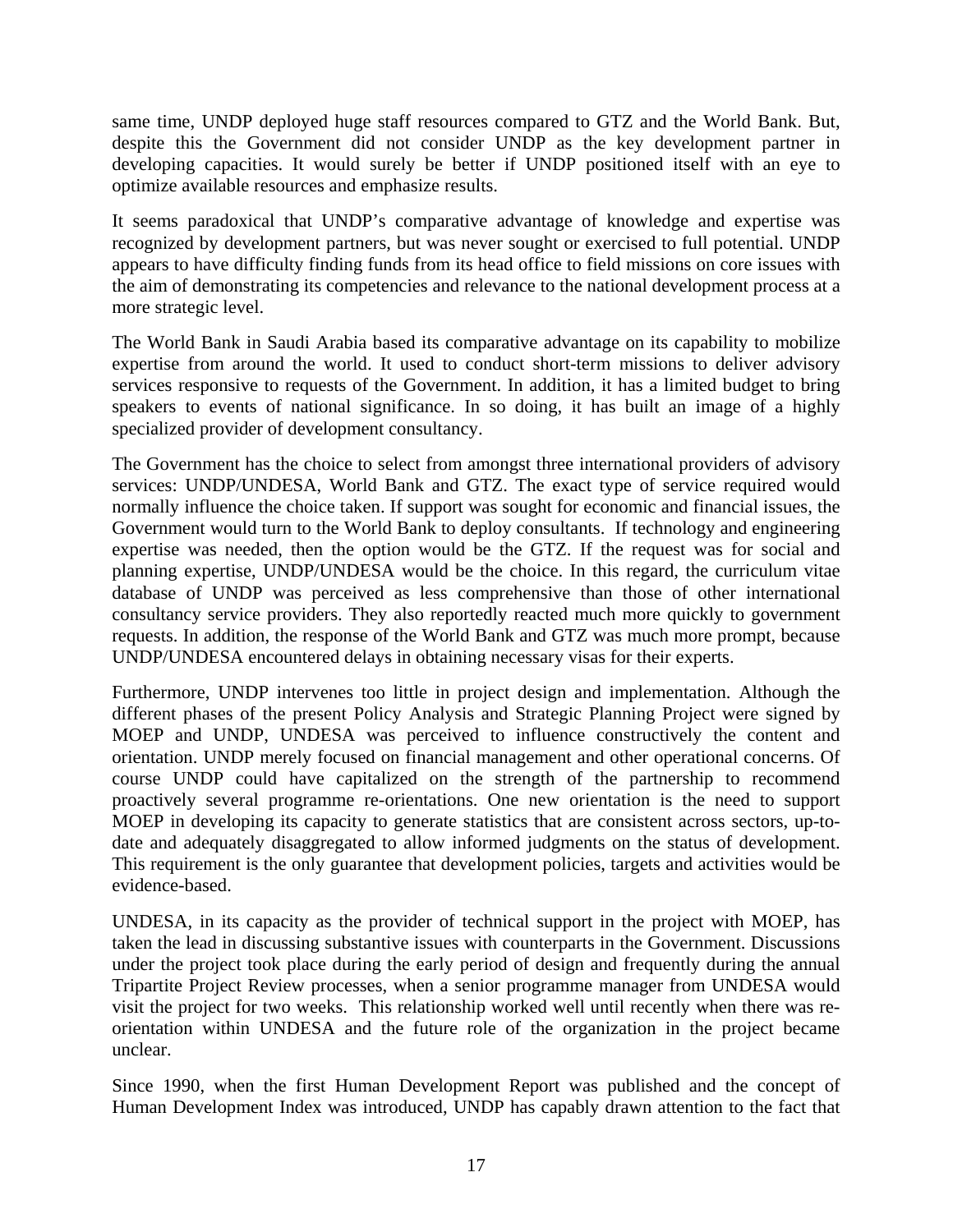same time, UNDP deployed huge staff resources compared to GTZ and the World Bank. But, despite this the Government did not consider UNDP as the key development partner in developing capacities. It would surely be better if UNDP positioned itself with an eye to optimize available resources and emphasize results.

It seems paradoxical that UNDP's comparative advantage of knowledge and expertise was recognized by development partners, but was never sought or exercised to full potential. UNDP appears to have difficulty finding funds from its head office to field missions on core issues with the aim of demonstrating its competencies and relevance to the national development process at a more strategic level.

The World Bank in Saudi Arabia based its comparative advantage on its capability to mobilize expertise from around the world. It used to conduct short-term missions to deliver advisory services responsive to requests of the Government. In addition, it has a limited budget to bring speakers to events of national significance. In so doing, it has built an image of a highly specialized provider of development consultancy.

The Government has the choice to select from amongst three international providers of advisory services: UNDP/UNDESA, World Bank and GTZ. The exact type of service required would normally influence the choice taken. If support was sought for economic and financial issues, the Government would turn to the World Bank to deploy consultants. If technology and engineering expertise was needed, then the option would be the GTZ. If the request was for social and planning expertise, UNDP/UNDESA would be the choice. In this regard, the curriculum vitae database of UNDP was perceived as less comprehensive than those of other international consultancy service providers. They also reportedly reacted much more quickly to government requests. In addition, the response of the World Bank and GTZ was much more prompt, because UNDP/UNDESA encountered delays in obtaining necessary visas for their experts.

Furthermore, UNDP intervenes too little in project design and implementation. Although the different phases of the present Policy Analysis and Strategic Planning Project were signed by MOEP and UNDP, UNDESA was perceived to influence constructively the content and orientation. UNDP merely focused on financial management and other operational concerns. Of course UNDP could have capitalized on the strength of the partnership to recommend proactively several programme re-orientations. One new orientation is the need to support MOEP in developing its capacity to generate statistics that are consistent across sectors, up-to-date and adequately disaggregated to allow informed judgments on the status of development. This requirement is the only guarantee that development policies, targets and activities would be evidence-based.

UNDESA, in its capacity as the provider of technical support in the project with MOEP, has taken the lead in discussing substantive issues with counterparts in the Government. Discussions under the project took place during the early period of design and frequently during the annual Tripartite Project Review processes, when a senior programme manager from UNDESA would visit the project for two weeks. This relationship worked well until recently when there was re-orientation within UNDESA and the future role of the organization in the project became unclear.

Since 1990, when the first Human Development Report was published and the concept of Human Development Index was introduced, UNDP has capably drawn attention to the fact that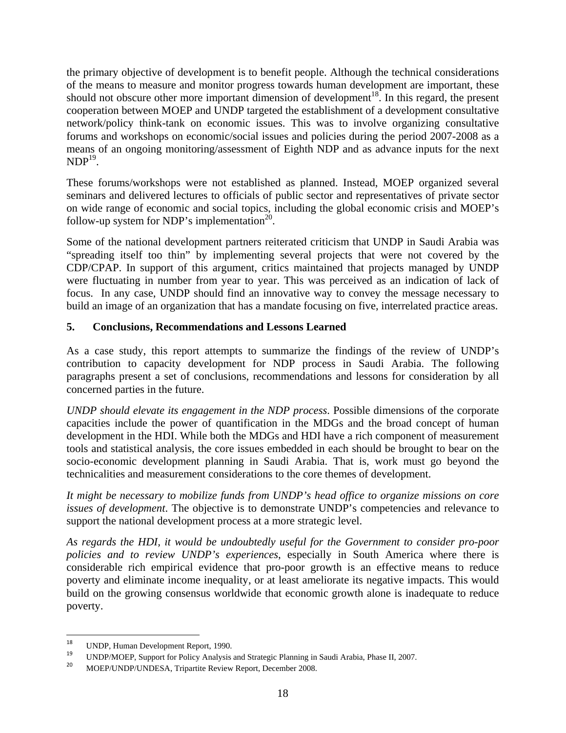the primary objective of development is to benefit people. Although the technical considerations of the means to measure and monitor progress towards human development are important, these should not obscure other more important dimension of development[18]. In this regard, the present cooperation between MOEP and UNDP targeted the establishment of a development consultative network/policy think-tank on economic issues. This was to involve organizing consultative forums and workshops on economic/social issues and policies during the period 2007-2008 as a means of an ongoing monitoring/assessment of Eighth NDP and as advance inputs for the next NDP[19].

These forums/workshops were not established as planned. Instead, MOEP organized several seminars and delivered lectures to officials of public sector and representatives of private sector on wide range of economic and social topics, including the global economic crisis and MOEP's follow-up system for NDP's implementation[20].

Some of the national development partners reiterated criticism that UNDP in Saudi Arabia was "spreading itself too thin" by implementing several projects that were not covered by the CDP/CPAP. In support of this argument, critics maintained that projects managed by UNDP were fluctuating in number from year to year. This was perceived as an indication of lack of focus. In any case, UNDP should find an innovative way to convey the message necessary to build an image of an organization that has a mandate focusing on five, interrelated practice areas.

## 5. Conclusions, Recommendations and Lessons Learned

As a case study, this report attempts to summarize the findings of the review of UNDP's contribution to capacity development for NDP process in Saudi Arabia. The following paragraphs present a set of conclusions, recommendations and lessons for consideration by all concerned parties in the future.

*UNDP should elevate its engagement in the NDP process*. Possible dimensions of the corporate capacities include the power of quantification in the MDGs and the broad concept of human development in the HDI. While both the MDGs and HDI have a rich component of measurement tools and statistical analysis, the core issues embedded in each should be brought to bear on the socio-economic development planning in Saudi Arabia. That is, work must go beyond the technicalities and measurement considerations to the core themes of development.

*It might be necessary to mobilize funds from UNDP's head office to organize missions on core issues of development*. The objective is to demonstrate UNDP's competencies and relevance to support the national development process at a more strategic level.

*As regards the HDI, it would be undoubtedly useful for the Government to consider pro-poor policies and to review UNDP's experiences*, especially in South America where there is considerable rich empirical evidence that pro-poor growth is an effective means to reduce poverty and eliminate income inequality, or at least ameliorate its negative impacts. This would build on the growing consensus worldwide that economic growth alone is inadequate to reduce poverty.

---

[18] UNDP, Human Development Report, 1990.

[19] UNDP/MOEP, Support for Policy Analysis and Strategic Planning in Saudi Arabia, Phase II, 2007.

[20] MOEP/UNDP/UNDESA, Tripartite Review Report, December 2008.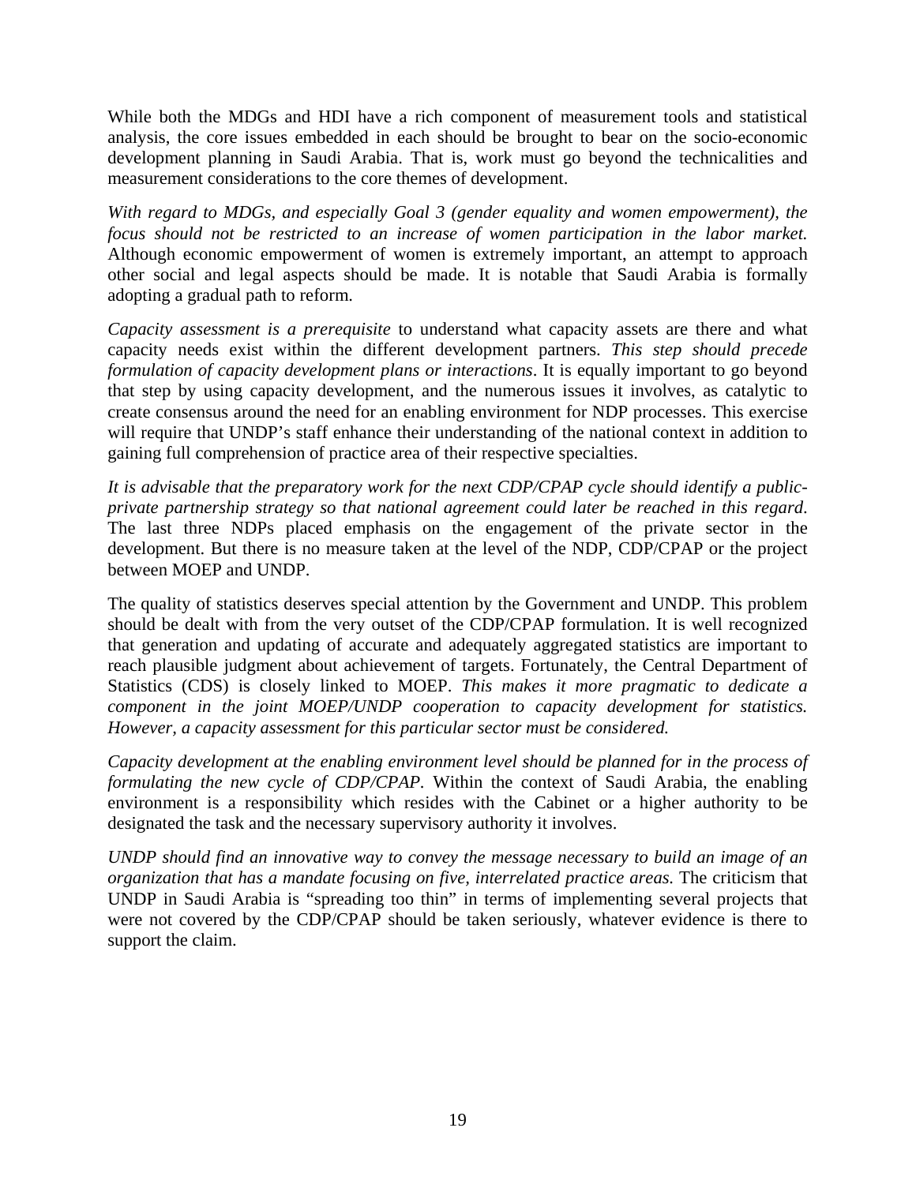While both the MDGs and HDI have a rich component of measurement tools and statistical analysis, the core issues embedded in each should be brought to bear on the socio-economic development planning in Saudi Arabia. That is, work must go beyond the technicalities and measurement considerations to the core themes of development.

*With regard to MDGs, and especially Goal 3 (gender equality and women empowerment), the focus should not be restricted to an increase of women participation in the labor market.* Although economic empowerment of women is extremely important, an attempt to approach other social and legal aspects should be made. It is notable that Saudi Arabia is formally adopting a gradual path to reform.

*Capacity assessment is a prerequisite* to understand what capacity assets are there and what capacity needs exist within the different development partners. *This step should precede formulation of capacity development plans or interactions*. It is equally important to go beyond that step by using capacity development, and the numerous issues it involves, as catalytic to create consensus around the need for an enabling environment for NDP processes. This exercise will require that UNDP's staff enhance their understanding of the national context in addition to gaining full comprehension of practice area of their respective specialties.

*It is advisable that the preparatory work for the next CDP/CPAP cycle should identify a public-private partnership strategy so that national agreement could later be reached in this regard*. The last three NDPs placed emphasis on the engagement of the private sector in the development. But there is no measure taken at the level of the NDP, CDP/CPAP or the project between MOEP and UNDP.

The quality of statistics deserves special attention by the Government and UNDP. This problem should be dealt with from the very outset of the CDP/CPAP formulation. It is well recognized that generation and updating of accurate and adequately aggregated statistics are important to reach plausible judgment about achievement of targets. Fortunately, the Central Department of Statistics (CDS) is closely linked to MOEP. *This makes it more pragmatic to dedicate a component in the joint MOEP/UNDP cooperation to capacity development for statistics. However, a capacity assessment for this particular sector must be considered.*

*Capacity development at the enabling environment level should be planned for in the process of formulating the new cycle of CDP/CPAP.* Within the context of Saudi Arabia, the enabling environment is a responsibility which resides with the Cabinet or a higher authority to be designated the task and the necessary supervisory authority it involves.

*UNDP should find an innovative way to convey the message necessary to build an image of an organization that has a mandate focusing on five, interrelated practice areas.* The criticism that UNDP in Saudi Arabia is "spreading too thin" in terms of implementing several projects that were not covered by the CDP/CPAP should be taken seriously, whatever evidence is there to support the claim.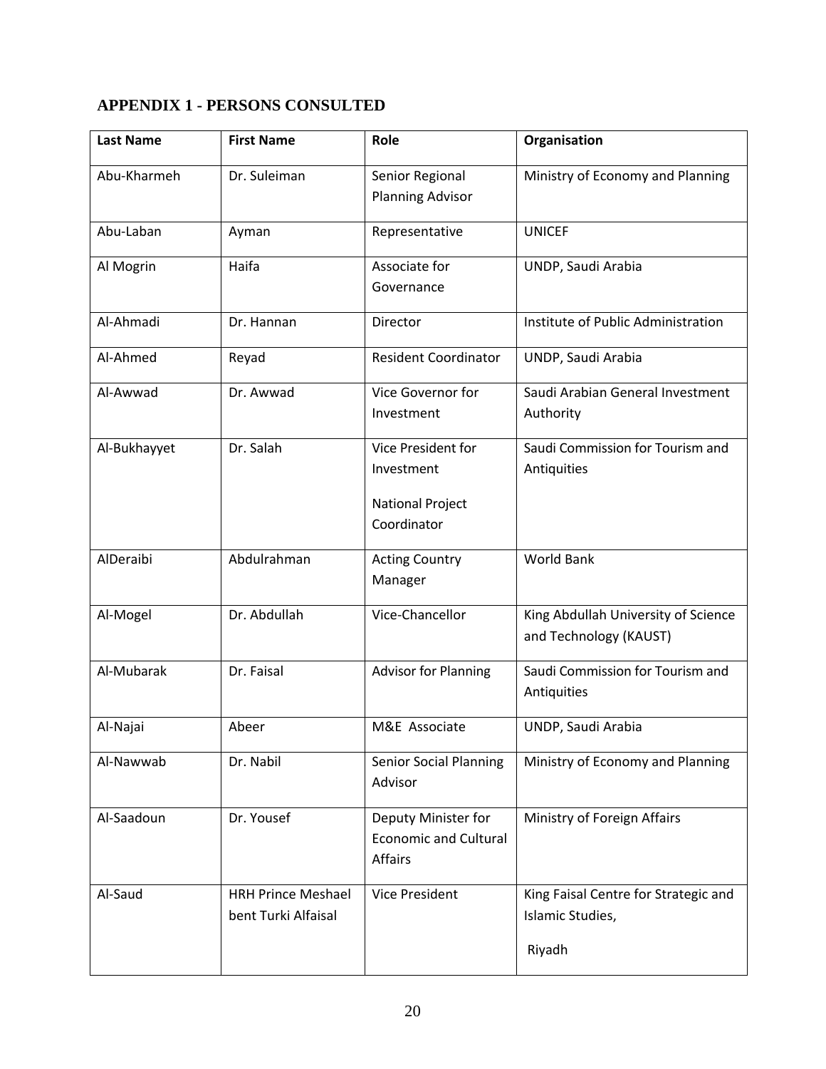## APPENDIX 1 - PERSONS CONSULTED

| Last Name | First Name | Role | Organisation |
|---|---|---|---|
| Abu-Kharmeh | Dr. Suleiman | Senior Regional Planning Advisor | Ministry of Economy and Planning |
| Abu-Laban | Ayman | Representative | UNICEF |
| Al Mogrin | Haifa | Associate for Governance | UNDP, Saudi Arabia |
| Al-Ahmadi | Dr. Hannan | Director | Institute of Public Administration |
| Al-Ahmed | Reyad | Resident Coordinator | UNDP, Saudi Arabia |
| Al-Awwad | Dr. Awwad | Vice Governor for Investment | Saudi Arabian General Investment Authority |
| Al-Bukhayyet | Dr. Salah | Vice President for Investment<br><br>National Project Coordinator | Saudi Commission for Tourism and Antiquities |
| AlDeraibi | Abdulrahman | Acting Country Manager | World Bank |
| Al-Mogel | Dr. Abdullah | Vice-Chancellor | King Abdullah University of Science and Technology (KAUST) |
| Al-Mubarak | Dr. Faisal | Advisor for Planning | Saudi Commission for Tourism and Antiquities |
| Al-Najai | Abeer | M&E Associate | UNDP, Saudi Arabia |
| Al-Nawwab | Dr. Nabil | Senior Social Planning Advisor | Ministry of Economy and Planning |
| Al-Saadoun | Dr. Yousef | Deputy Minister for Economic and Cultural Affairs | Ministry of Foreign Affairs |
| Al-Saud | HRH Prince Meshael bent Turki Alfaisal | Vice President | King Faisal Centre for Strategic and Islamic Studies,<br><br>Riyadh |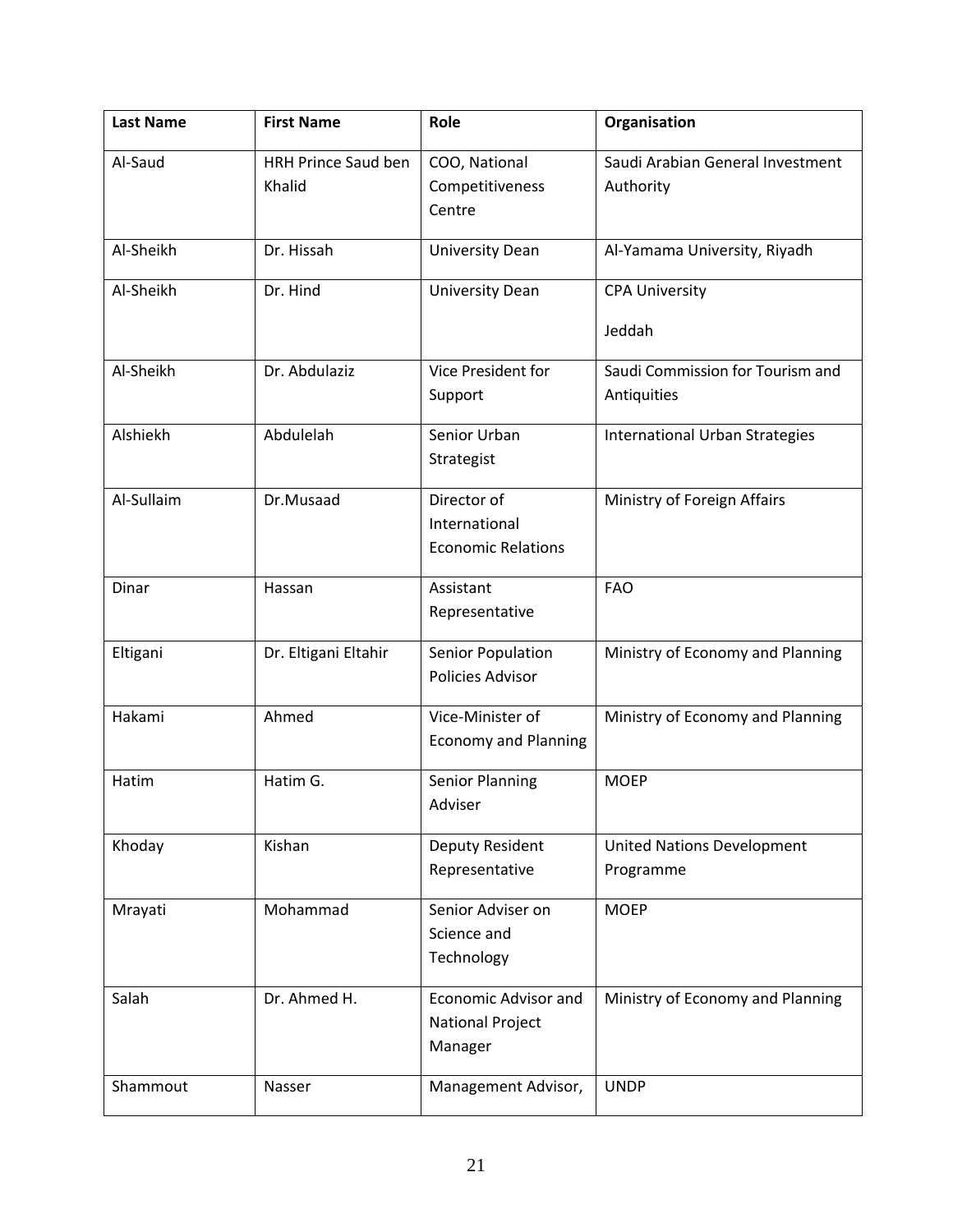| Last Name | First Name | Role | Organisation |
|---|---|---|---|
| Al-Saud | HRH Prince Saud ben Khalid | COO, National Competitiveness Centre | Saudi Arabian General Investment Authority |
| Al-Sheikh | Dr. Hissah | University Dean | Al-Yamama University, Riyadh |
| Al-Sheikh | Dr. Hind | University Dean | CPA University Jeddah |
| Al-Sheikh | Dr. Abdulaziz | Vice President for Support | Saudi Commission for Tourism and Antiquities |
| Alshiekh | Abdulelah | Senior Urban Strategist | International Urban Strategies |
| Al-Sullaim | Dr.Musaad | Director of International Economic Relations | Ministry of Foreign Affairs |
| Dinar | Hassan | Assistant Representative | FAO |
| Eltigani | Dr. Eltigani Eltahir | Senior Population Policies Advisor | Ministry of Economy and Planning |
| Hakami | Ahmed | Vice-Minister of Economy and Planning | Ministry of Economy and Planning |
| Hatim | Hatim G. | Senior Planning Adviser | MOEP |
| Khoday | Kishan | Deputy Resident Representative | United Nations Development Programme |
| Mrayati | Mohammad | Senior Adviser on Science and Technology | MOEP |
| Salah | Dr. Ahmed H. | Economic Advisor and National Project Manager | Ministry of Economy and Planning |
| Shammout | Nasser | Management Advisor, | UNDP |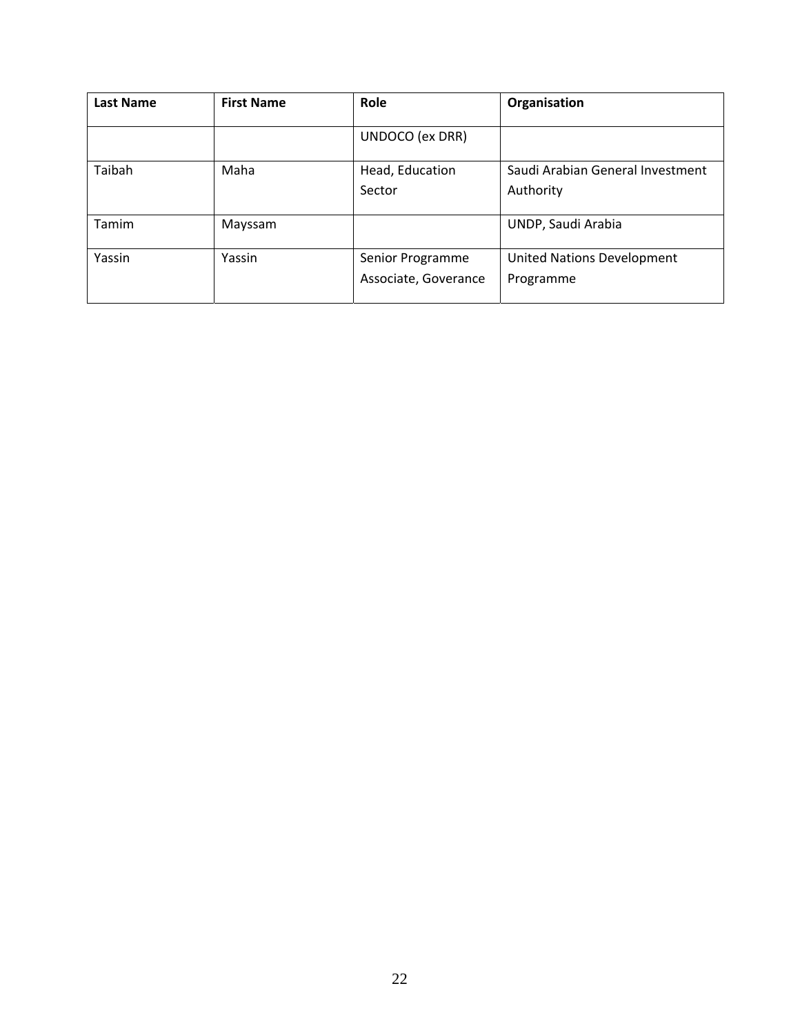| Last Name | First Name | Role | Organisation |
|---|---|---|---|
| | | UNDOCO (ex DRR) | |
| Taibah | Maha | Head, Education Sector | Saudi Arabian General Investment Authority |
| Tamim | Mayssam | | UNDP, Saudi Arabia |
| Yassin | Yassin | Senior Programme Associate, Goverance | United Nations Development Programme |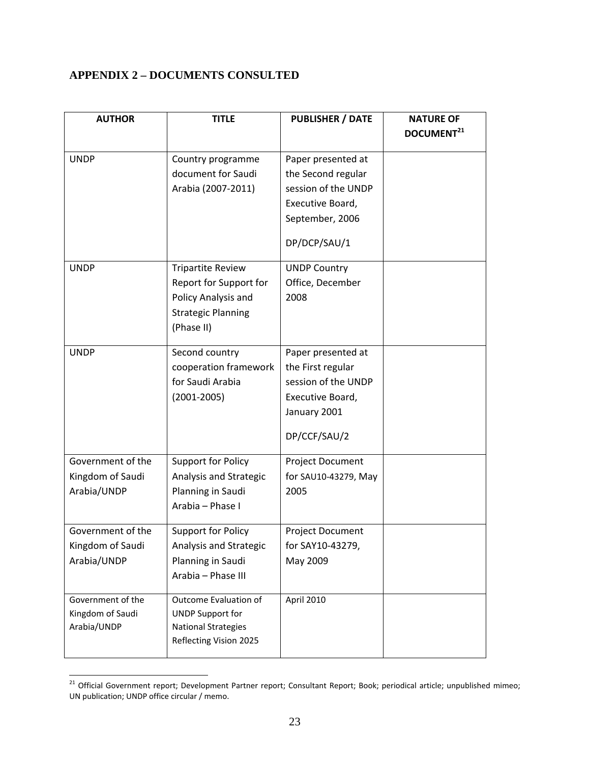## APPENDIX 2 – DOCUMENTS CONSULTED

| AUTHOR | TITLE | PUBLISHER / DATE | NATURE OF DOCUMENT[21] |
|---|---|---|---|
| UNDP | Country programme document for Saudi Arabia (2007-2011) | Paper presented at the Second regular session of the UNDP Executive Board, September, 2006<br><br>DP/DCP/SAU/1 | |
| UNDP | Tripartite Review Report for Support for Policy Analysis and Strategic Planning (Phase II) | UNDP Country Office, December 2008 | |
| UNDP | Second country cooperation framework for Saudi Arabia (2001-2005) | Paper presented at the First regular session of the UNDP Executive Board, January 2001<br><br>DP/CCF/SAU/2 | |
| Government of the Kingdom of Saudi Arabia/UNDP | Support for Policy Analysis and Strategic Planning in Saudi Arabia – Phase I | Project Document for SAU10-43279, May 2005 | |
| Government of the Kingdom of Saudi Arabia/UNDP | Support for Policy Analysis and Strategic Planning in Saudi Arabia – Phase III | Project Document for SAY10-43279, May 2009 | |
| Government of the Kingdom of Saudi Arabia/UNDP | Outcome Evaluation of UNDP Support for National Strategies Reflecting Vision 2025 | April 2010 | |

[21] Official Government report; Development Partner report; Consultant Report; Book; periodical article; unpublished mimeo; UN publication; UNDP office circular / memo.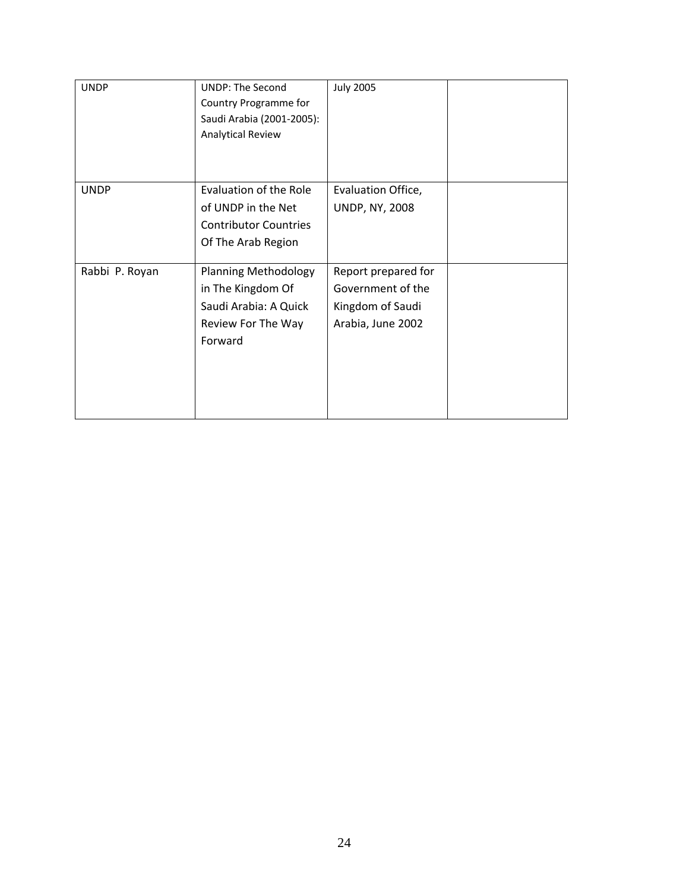| | | | |
|---|---|---|---|
| UNDP | UNDP: The Second Country Programme for Saudi Arabia (2001-2005): Analytical Review | July 2005 | |
| UNDP | Evaluation of the Role of UNDP in the Net Contributor Countries Of The Arab Region | Evaluation Office, UNDP, NY, 2008 | |
| Rabbi P. Royan | Planning Methodology in The Kingdom Of Saudi Arabia: A Quick Review For The Way Forward | Report prepared for Government of the Kingdom of Saudi Arabia, June 2002 | |